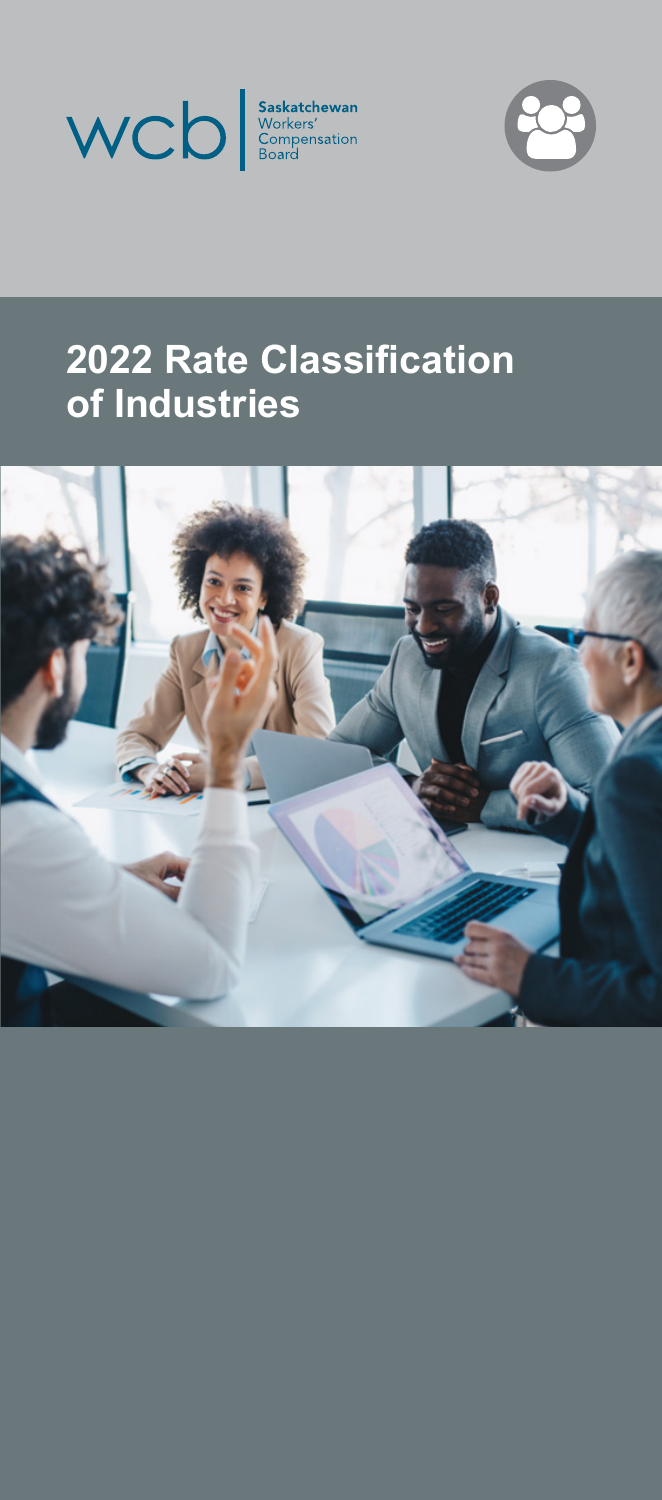wcb | Saskatchewan Workers' Compensation Board

# 2022 Rate Classification of Industries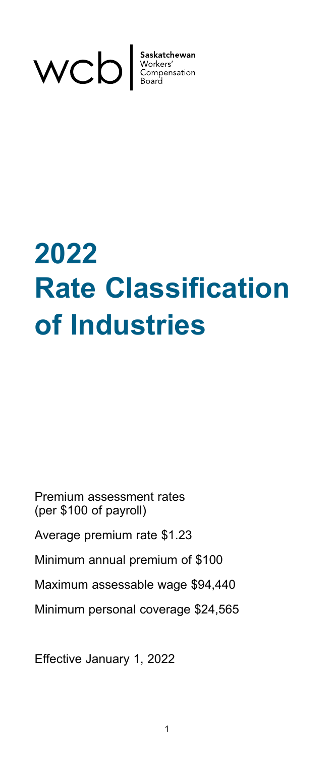wcb | Saskatchewan Workers' Compensation Board

# 2022 Rate Classification of Industries

Premium assessment rates (per $100 of payroll)

Average premium rate $1.23

Minimum annual premium of $100

Maximum assessable wage $94,440

Minimum personal coverage $24,565

Effective January 1, 2022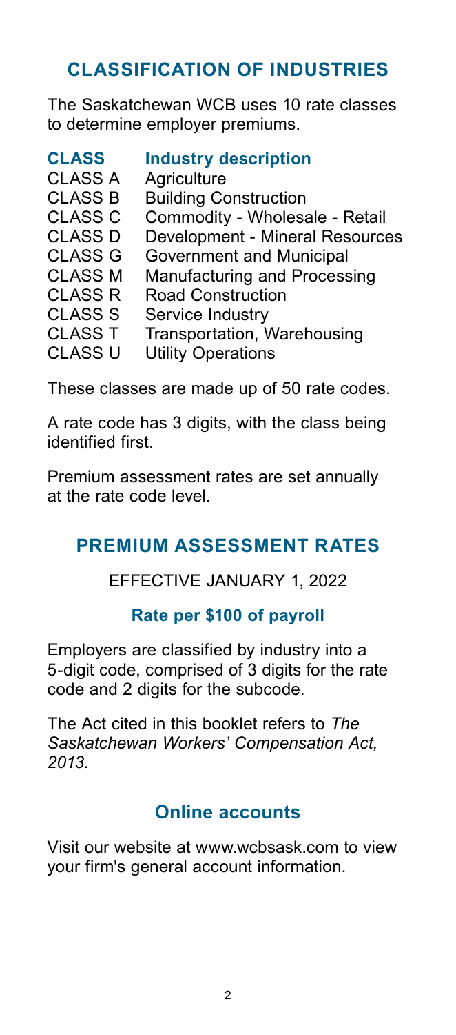## CLASSIFICATION OF INDUSTRIES

The Saskatchewan WCB uses 10 rate classes to determine employer premiums.

| CLASS | Industry description |
| --- | --- |
| CLASS A | Agriculture |
| CLASS B | Building Construction |
| CLASS C | Commodity - Wholesale - Retail |
| CLASS D | Development - Mineral Resources |
| CLASS G | Government and Municipal |
| CLASS M | Manufacturing and Processing |
| CLASS R | Road Construction |
| CLASS S | Service Industry |
| CLASS T | Transportation, Warehousing |
| CLASS U | Utility Operations |

These classes are made up of 50 rate codes.

A rate code has 3 digits, with the class being identified first.

Premium assessment rates are set annually at the rate code level.

## PREMIUM ASSESSMENT RATES

EFFECTIVE JANUARY 1, 2022

### Rate per $100 of payroll

Employers are classified by industry into a 5-digit code, comprised of 3 digits for the rate code and 2 digits for the subcode.

The Act cited in this booklet refers to *The Saskatchewan Workers' Compensation Act, 2013*.

### Online accounts

Visit our website at www.wcbsask.com to view your firm's general account information.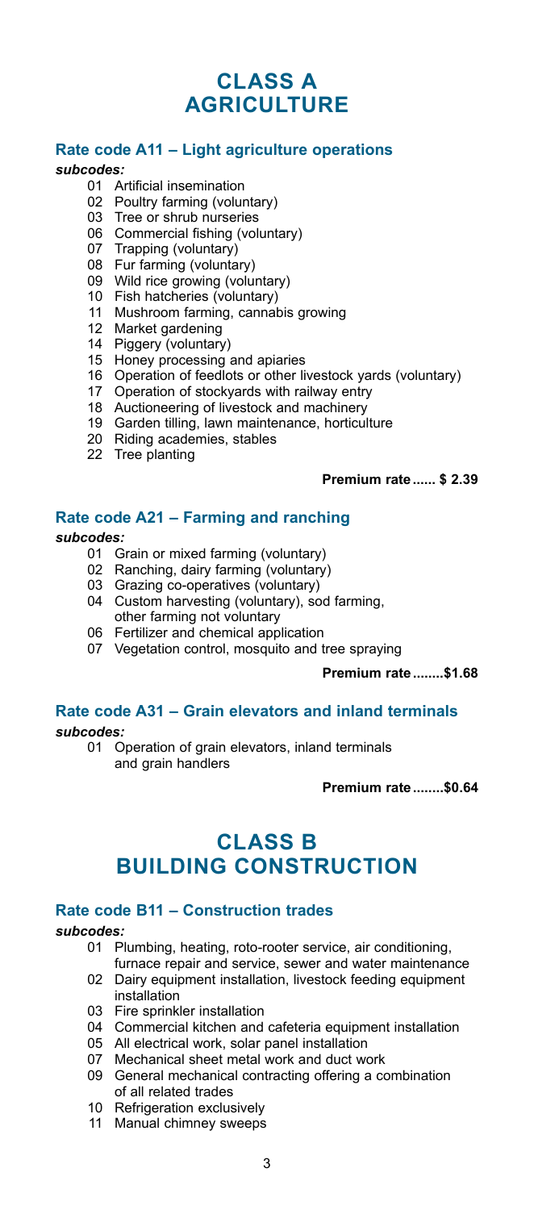# CLASS A AGRICULTURE

### Rate code A11 – Light agriculture operations

***subcodes:***

- 01 Artificial insemination
- 02 Poultry farming (voluntary)
- 03 Tree or shrub nurseries
- 06 Commercial fishing (voluntary)
- 07 Trapping (voluntary)
- 08 Fur farming (voluntary)
- 09 Wild rice growing (voluntary)
- 10 Fish hatcheries (voluntary)
- 11 Mushroom farming, cannabis growing
- 12 Market gardening
- 14 Piggery (voluntary)
- 15 Honey processing and apiaries
- 16 Operation of feedlots or other livestock yards (voluntary)
- 17 Operation of stockyards with railway entry
- 18 Auctioneering of livestock and machinery
- 19 Garden tilling, lawn maintenance, horticulture
- 20 Riding academies, stables
- 22 Tree planting

**Premium rate ...... $ 2.39**

### Rate code A21 – Farming and ranching

***subcodes:***

- 01 Grain or mixed farming (voluntary)
- 02 Ranching, dairy farming (voluntary)
- 03 Grazing co-operatives (voluntary)
- 04 Custom harvesting (voluntary), sod farming, other farming not voluntary
- 06 Fertilizer and chemical application
- 07 Vegetation control, mosquito and tree spraying

**Premium rate ........$1.68**

### Rate code A31 – Grain elevators and inland terminals

***subcodes:***

- 01 Operation of grain elevators, inland terminals and grain handlers

**Premium rate ........$0.64**

# CLASS B BUILDING CONSTRUCTION

### Rate code B11 – Construction trades

***subcodes:***

- 01 Plumbing, heating, roto-rooter service, air conditioning, furnace repair and service, sewer and water maintenance
- 02 Dairy equipment installation, livestock feeding equipment installation
- 03 Fire sprinkler installation
- 04 Commercial kitchen and cafeteria equipment installation
- 05 All electrical work, solar panel installation
- 07 Mechanical sheet metal work and duct work
- 09 General mechanical contracting offering a combination of all related trades
- 10 Refrigeration exclusively
- 11 Manual chimney sweeps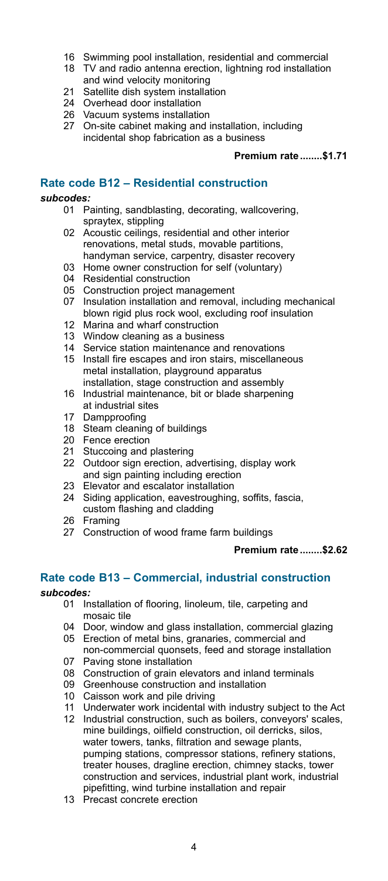- 16 Swimming pool installation, residential and commercial
- 18 TV and radio antenna erection, lightning rod installation and wind velocity monitoring
- 21 Satellite dish system installation
- 24 Overhead door installation
- 26 Vacuum systems installation
- 27 On-site cabinet making and installation, including incidental shop fabrication as a business

**Premium rate........$1.71**

## Rate code B12 – Residential construction

***subcodes:***

- 01 Painting, sandblasting, decorating, wallcovering, spraytex, stippling
- 02 Acoustic ceilings, residential and other interior renovations, metal studs, movable partitions, handyman service, carpentry, disaster recovery
- 03 Home owner construction for self (voluntary)
- 04 Residential construction
- 05 Construction project management
- 07 Insulation installation and removal, including mechanical blown rigid plus rock wool, excluding roof insulation
- 12 Marina and wharf construction
- 13 Window cleaning as a business
- 14 Service station maintenance and renovations
- 15 Install fire escapes and iron stairs, miscellaneous metal installation, playground apparatus installation, stage construction and assembly
- 16 Industrial maintenance, bit or blade sharpening at industrial sites
- 17 Dampproofing
- 18 Steam cleaning of buildings
- 20 Fence erection
- 21 Stuccoing and plastering
- 22 Outdoor sign erection, advertising, display work and sign painting including erection
- 23 Elevator and escalator installation
- 24 Siding application, eavestroughing, soffits, fascia, custom flashing and cladding
- 26 Framing
- 27 Construction of wood frame farm buildings

**Premium rate........$2.62**

## Rate code B13 – Commercial, industrial construction

***subcodes:***

- 01 Installation of flooring, linoleum, tile, carpeting and mosaic tile
- 04 Door, window and glass installation, commercial glazing
- 05 Erection of metal bins, granaries, commercial and non-commercial quonsets, feed and storage installation
- 07 Paving stone installation
- 08 Construction of grain elevators and inland terminals
- 09 Greenhouse construction and installation
- 10 Caisson work and pile driving
- 11 Underwater work incidental with industry subject to the Act
- 12 Industrial construction, such as boilers, conveyors' scales, mine buildings, oilfield construction, oil derricks, silos, water towers, tanks, filtration and sewage plants, pumping stations, compressor stations, refinery stations, treater houses, dragline erection, chimney stacks, tower construction and services, industrial plant work, industrial pipefitting, wind turbine installation and repair
- 13 Precast concrete erection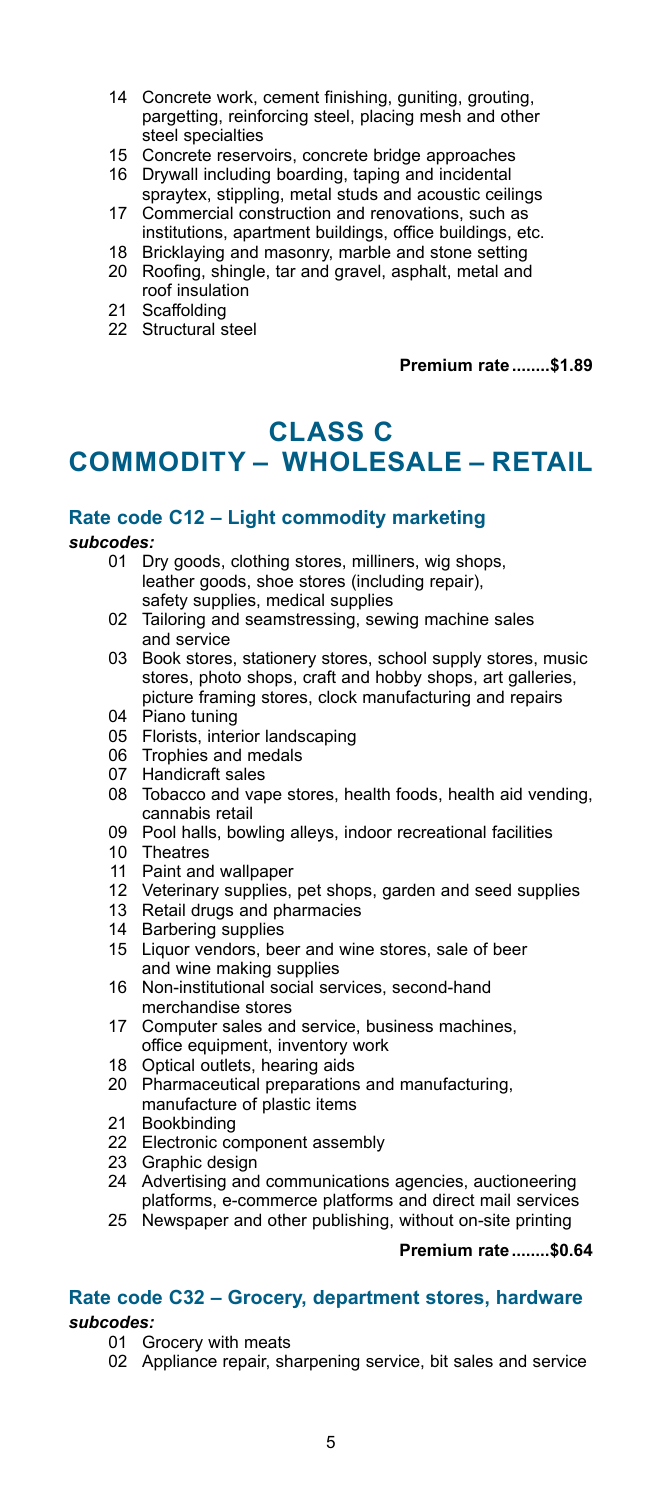14 Concrete work, cement finishing, guniting, grouting, pargetting, reinforcing steel, placing mesh and other steel specialties
15 Concrete reservoirs, concrete bridge approaches
16 Drywall including boarding, taping and incidental spraytex, stippling, metal studs and acoustic ceilings
17 Commercial construction and renovations, such as institutions, apartment buildings, office buildings, etc.
18 Bricklaying and masonry, marble and stone setting
20 Roofing, shingle, tar and gravel, asphalt, metal and roof insulation
21 Scaffolding
22 Structural steel

**Premium rate........$1.89**

# CLASS C COMMODITY – WHOLESALE – RETAIL

## Rate code C12 – Light commodity marketing

***subcodes:***

01 Dry goods, clothing stores, milliners, wig shops, leather goods, shoe stores (including repair), safety supplies, medical supplies
02 Tailoring and seamstressing, sewing machine sales and service
03 Book stores, stationery stores, school supply stores, music stores, photo shops, craft and hobby shops, art galleries, picture framing stores, clock manufacturing and repairs
04 Piano tuning
05 Florists, interior landscaping
06 Trophies and medals
07 Handicraft sales
08 Tobacco and vape stores, health foods, health aid vending, cannabis retail
09 Pool halls, bowling alleys, indoor recreational facilities
10 Theatres
11 Paint and wallpaper
12 Veterinary supplies, pet shops, garden and seed supplies
13 Retail drugs and pharmacies
14 Barbering supplies
15 Liquor vendors, beer and wine stores, sale of beer and wine making supplies
16 Non-institutional social services, second-hand merchandise stores
17 Computer sales and service, business machines, office equipment, inventory work
18 Optical outlets, hearing aids
20 Pharmaceutical preparations and manufacturing, manufacture of plastic items
21 Bookbinding
22 Electronic component assembly
23 Graphic design
24 Advertising and communications agencies, auctioneering platforms, e-commerce platforms and direct mail services
25 Newspaper and other publishing, without on-site printing

**Premium rate........$0.64**

## Rate code C32 – Grocery, department stores, hardware

***subcodes:***

01 Grocery with meats
02 Appliance repair, sharpening service, bit sales and service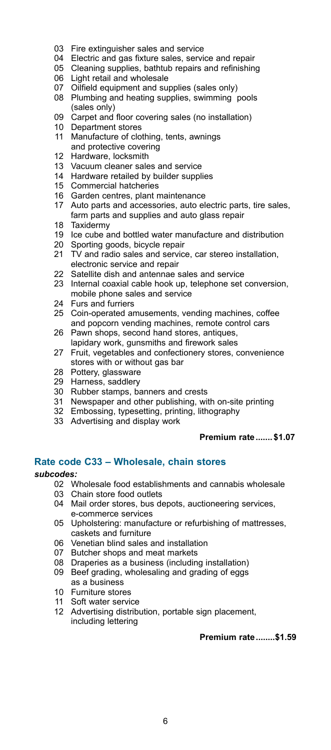- 03 Fire extinguisher sales and service
- 04 Electric and gas fixture sales, service and repair
- 05 Cleaning supplies, bathtub repairs and refinishing
- 06 Light retail and wholesale
- 07 Oilfield equipment and supplies (sales only)
- 08 Plumbing and heating supplies, swimming pools (sales only)
- 09 Carpet and floor covering sales (no installation)
- 10 Department stores
- 11 Manufacture of clothing, tents, awnings and protective covering
- 12 Hardware, locksmith
- 13 Vacuum cleaner sales and service
- 14 Hardware retailed by builder supplies
- 15 Commercial hatcheries
- 16 Garden centres, plant maintenance
- 17 Auto parts and accessories, auto electric parts, tire sales, farm parts and supplies and auto glass repair
- 18 Taxidermy
- 19 Ice cube and bottled water manufacture and distribution
- 20 Sporting goods, bicycle repair
- 21 TV and radio sales and service, car stereo installation, electronic service and repair
- 22 Satellite dish and antennae sales and service
- 23 Internal coaxial cable hook up, telephone set conversion, mobile phone sales and service
- 24 Furs and furriers
- 25 Coin-operated amusements, vending machines, coffee and popcorn vending machines, remote control cars
- 26 Pawn shops, second hand stores, antiques, lapidary work, gunsmiths and firework sales
- 27 Fruit, vegetables and confectionery stores, convenience stores with or without gas bar
- 28 Pottery, glassware
- 29 Harness, saddlery
- 30 Rubber stamps, banners and crests
- 31 Newspaper and other publishing, with on-site printing
- 32 Embossing, typesetting, printing, lithography
- 33 Advertising and display work

**Premium rate.......$1.07**

## Rate code C33 – Wholesale, chain stores

***subcodes:***

- 02 Wholesale food establishments and cannabis wholesale
- 03 Chain store food outlets
- 04 Mail order stores, bus depots, auctioneering services, e-commerce services
- 05 Upholstering: manufacture or refurbishing of mattresses, caskets and furniture
- 06 Venetian blind sales and installation
- 07 Butcher shops and meat markets
- 08 Draperies as a business (including installation)
- 09 Beef grading, wholesaling and grading of eggs as a business
- 10 Furniture stores
- 11 Soft water service
- 12 Advertising distribution, portable sign placement, including lettering

**Premium rate........$1.59**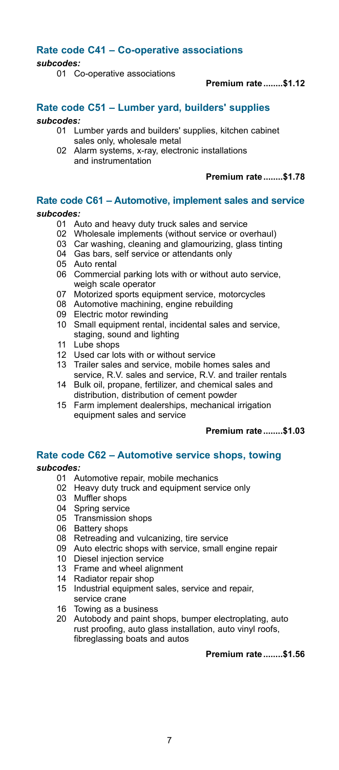## Rate code C41 – Co-operative associations

***subcodes:***

01 Co-operative associations

**Premium rate........$1.12**

## Rate code C51 – Lumber yard, builders' supplies

***subcodes:***

01 Lumber yards and builders' supplies, kitchen cabinet sales only, wholesale metal
02 Alarm systems, x-ray, electronic installations and instrumentation

**Premium rate........$1.78**

## Rate code C61 – Automotive, implement sales and service

***subcodes:***

01 Auto and heavy duty truck sales and service
02 Wholesale implements (without service or overhaul)
03 Car washing, cleaning and glamourizing, glass tinting
04 Gas bars, self service or attendants only
05 Auto rental
06 Commercial parking lots with or without auto service, weigh scale operator
07 Motorized sports equipment service, motorcycles
08 Automotive machining, engine rebuilding
09 Electric motor rewinding
10 Small equipment rental, incidental sales and service, staging, sound and lighting
11 Lube shops
12 Used car lots with or without service
13 Trailer sales and service, mobile homes sales and service, R.V. sales and service, R.V. and trailer rentals
14 Bulk oil, propane, fertilizer, and chemical sales and distribution, distribution of cement powder
15 Farm implement dealerships, mechanical irrigation equipment sales and service

**Premium rate........$1.03**

## Rate code C62 – Automotive service shops, towing

***subcodes:***

01 Automotive repair, mobile mechanics
02 Heavy duty truck and equipment service only
03 Muffler shops
04 Spring service
05 Transmission shops
06 Battery shops
08 Retreading and vulcanizing, tire service
09 Auto electric shops with service, small engine repair
10 Diesel injection service
13 Frame and wheel alignment
14 Radiator repair shop
15 Industrial equipment sales, service and repair, service crane
16 Towing as a business
20 Autobody and paint shops, bumper electroplating, auto rust proofing, auto glass installation, auto vinyl roofs, fibreglassing boats and autos

**Premium rate........$1.56**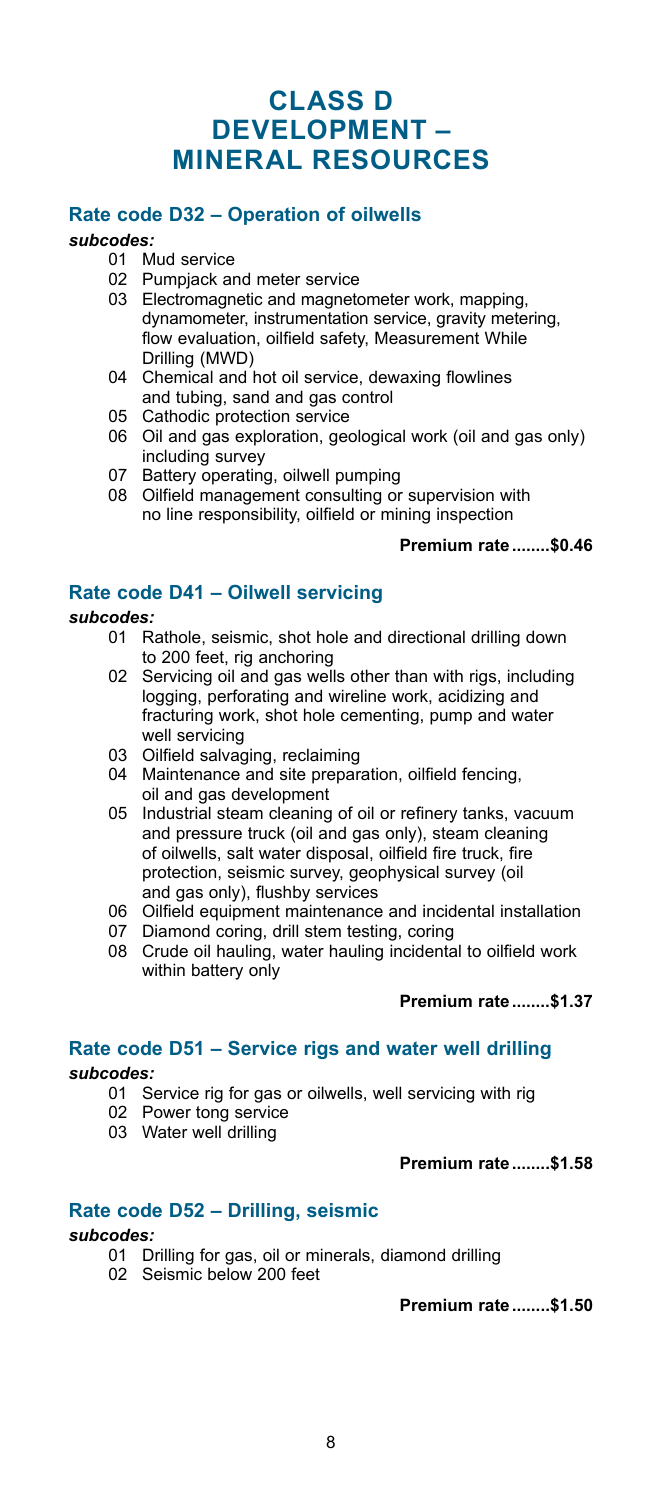# CLASS D DEVELOPMENT – MINERAL RESOURCES

## Rate code D32 – Operation of oilwells

***subcodes:***

- 01 Mud service
- 02 Pumpjack and meter service
- 03 Electromagnetic and magnetometer work, mapping, dynamometer, instrumentation service, gravity metering, flow evaluation, oilfield safety, Measurement While Drilling (MWD)
- 04 Chemical and hot oil service, dewaxing flowlines and tubing, sand and gas control
- 05 Cathodic protection service
- 06 Oil and gas exploration, geological work (oil and gas only) including survey
- 07 Battery operating, oilwell pumping
- 08 Oilfield management consulting or supervision with no line responsibility, oilfield or mining inspection

**Premium rate........$0.46**

## Rate code D41 – Oilwell servicing

***subcodes:***

- 01 Rathole, seismic, shot hole and directional drilling down to 200 feet, rig anchoring
- 02 Servicing oil and gas wells other than with rigs, including logging, perforating and wireline work, acidizing and fracturing work, shot hole cementing, pump and water well servicing
- 03 Oilfield salvaging, reclaiming
- 04 Maintenance and site preparation, oilfield fencing, oil and gas development
- 05 Industrial steam cleaning of oil or refinery tanks, vacuum and pressure truck (oil and gas only), steam cleaning of oilwells, salt water disposal, oilfield fire truck, fire protection, seismic survey, geophysical survey (oil and gas only), flushby services
- 06 Oilfield equipment maintenance and incidental installation
- 07 Diamond coring, drill stem testing, coring
- 08 Crude oil hauling, water hauling incidental to oilfield work within battery only

**Premium rate........$1.37**

## Rate code D51 – Service rigs and water well drilling

***subcodes:***

- 01 Service rig for gas or oilwells, well servicing with rig
- 02 Power tong service
- 03 Water well drilling

**Premium rate........$1.58**

## Rate code D52 – Drilling, seismic

***subcodes:***

- 01 Drilling for gas, oil or minerals, diamond drilling
- 02 Seismic below 200 feet

**Premium rate........$1.50**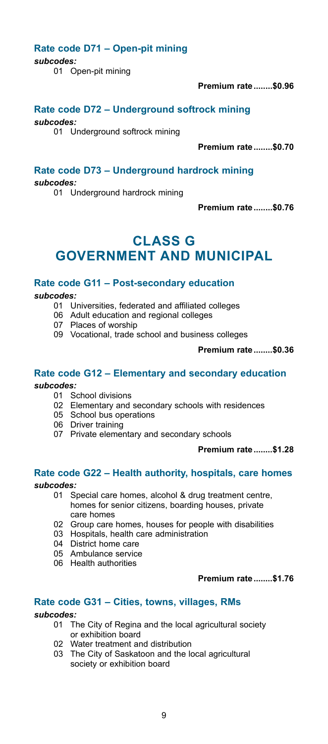### Rate code D71 – Open-pit mining

***subcodes:***

01 Open-pit mining

**Premium rate........$0.96**

### Rate code D72 – Underground softrock mining

***subcodes:***

01 Underground softrock mining

**Premium rate........$0.70**

### Rate code D73 – Underground hardrock mining

***subcodes:***

01 Underground hardrock mining

**Premium rate........$0.76**

# CLASS G GOVERNMENT AND MUNICIPAL

### Rate code G11 – Post-secondary education

***subcodes:***

01 Universities, federated and affiliated colleges
06 Adult education and regional colleges
07 Places of worship
09 Vocational, trade school and business colleges

**Premium rate........$0.36**

### Rate code G12 – Elementary and secondary education

***subcodes:***

01 School divisions
02 Elementary and secondary schools with residences
05 School bus operations
06 Driver training
07 Private elementary and secondary schools

**Premium rate........$1.28**

### Rate code G22 – Health authority, hospitals, care homes

***subcodes:***

01 Special care homes, alcohol & drug treatment centre, homes for senior citizens, boarding houses, private care homes
02 Group care homes, houses for people with disabilities
03 Hospitals, health care administration
04 District home care
05 Ambulance service
06 Health authorities

**Premium rate........$1.76**

### Rate code G31 – Cities, towns, villages, RMs

***subcodes:***

01 The City of Regina and the local agricultural society or exhibition board
02 Water treatment and distribution
03 The City of Saskatoon and the local agricultural society or exhibition board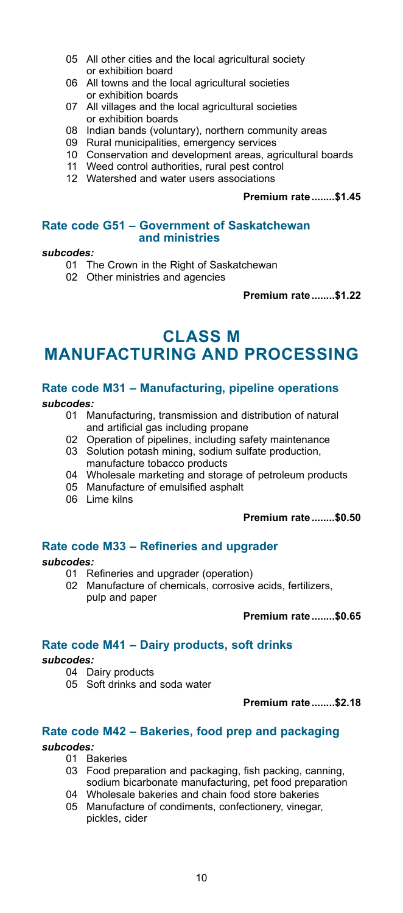05 All other cities and the local agricultural society or exhibition board
06 All towns and the local agricultural societies or exhibition boards
07 All villages and the local agricultural societies or exhibition boards
08 Indian bands (voluntary), northern community areas
09 Rural municipalities, emergency services
10 Conservation and development areas, agricultural boards
11 Weed control authorities, rural pest control
12 Watershed and water users associations

**Premium rate........$1.45**

### Rate code G51 – Government of Saskatchewan and ministries

***subcodes:***

01 The Crown in the Right of Saskatchewan
02 Other ministries and agencies

**Premium rate........$1.22**

# CLASS M MANUFACTURING AND PROCESSING

### Rate code M31 – Manufacturing, pipeline operations

***subcodes:***

01 Manufacturing, transmission and distribution of natural and artificial gas including propane
02 Operation of pipelines, including safety maintenance
03 Solution potash mining, sodium sulfate production, manufacture tobacco products
04 Wholesale marketing and storage of petroleum products
05 Manufacture of emulsified asphalt
06 Lime kilns

**Premium rate........$0.50**

### Rate code M33 – Refineries and upgrader

***subcodes:***

01 Refineries and upgrader (operation)
02 Manufacture of chemicals, corrosive acids, fertilizers, pulp and paper

**Premium rate........$0.65**

### Rate code M41 – Dairy products, soft drinks

***subcodes:***

04 Dairy products
05 Soft drinks and soda water

**Premium rate........$2.18**

### Rate code M42 – Bakeries, food prep and packaging

***subcodes:***

01 Bakeries
03 Food preparation and packaging, fish packing, canning, sodium bicarbonate manufacturing, pet food preparation
04 Wholesale bakeries and chain food store bakeries
05 Manufacture of condiments, confectionery, vinegar, pickles, cider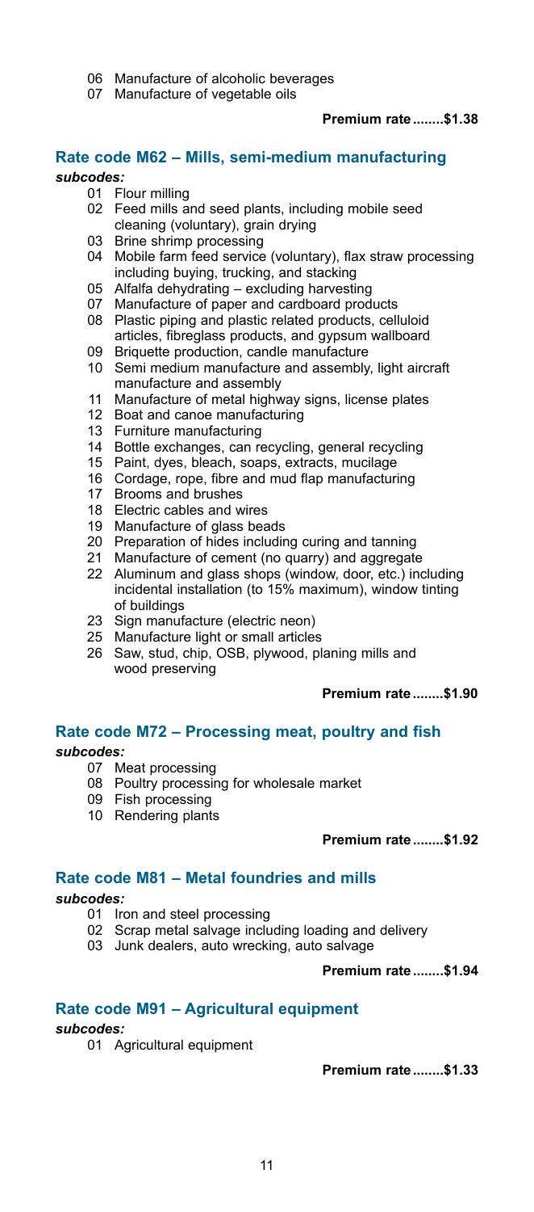06 Manufacture of alcoholic beverages
07 Manufacture of vegetable oils

**Premium rate........$1.38**

## Rate code M62 – Mills, semi-medium manufacturing

***subcodes:***

01 Flour milling
02 Feed mills and seed plants, including mobile seed cleaning (voluntary), grain drying
03 Brine shrimp processing
04 Mobile farm feed service (voluntary), flax straw processing including buying, trucking, and stacking
05 Alfalfa dehydrating – excluding harvesting
07 Manufacture of paper and cardboard products
08 Plastic piping and plastic related products, celluloid articles, fibreglass products, and gypsum wallboard
09 Briquette production, candle manufacture
10 Semi medium manufacture and assembly, light aircraft manufacture and assembly
11 Manufacture of metal highway signs, license plates
12 Boat and canoe manufacturing
13 Furniture manufacturing
14 Bottle exchanges, can recycling, general recycling
15 Paint, dyes, bleach, soaps, extracts, mucilage
16 Cordage, rope, fibre and mud flap manufacturing
17 Brooms and brushes
18 Electric cables and wires
19 Manufacture of glass beads
20 Preparation of hides including curing and tanning
21 Manufacture of cement (no quarry) and aggregate
22 Aluminum and glass shops (window, door, etc.) including incidental installation (to 15% maximum), window tinting of buildings
23 Sign manufacture (electric neon)
25 Manufacture light or small articles
26 Saw, stud, chip, OSB, plywood, planing mills and wood preserving

**Premium rate........$1.90**

## Rate code M72 – Processing meat, poultry and fish

***subcodes:***

07 Meat processing
08 Poultry processing for wholesale market
09 Fish processing
10 Rendering plants

**Premium rate........$1.92**

## Rate code M81 – Metal foundries and mills

***subcodes:***

01 Iron and steel processing
02 Scrap metal salvage including loading and delivery
03 Junk dealers, auto wrecking, auto salvage

**Premium rate........$1.94**

## Rate code M91 – Agricultural equipment

***subcodes:***

01 Agricultural equipment

**Premium rate........$1.33**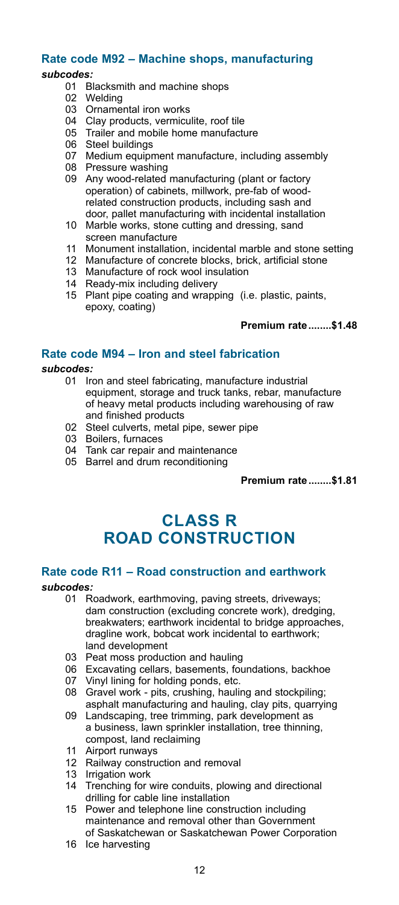### Rate code M92 – Machine shops, manufacturing

***subcodes:***

- 01 Blacksmith and machine shops
- 02 Welding
- 03 Ornamental iron works
- 04 Clay products, vermiculite, roof tile
- 05 Trailer and mobile home manufacture
- 06 Steel buildings
- 07 Medium equipment manufacture, including assembly
- 08 Pressure washing
- 09 Any wood-related manufacturing (plant or factory operation) of cabinets, millwork, pre-fab of wood-related construction products, including sash and door, pallet manufacturing with incidental installation
- 10 Marble works, stone cutting and dressing, sand screen manufacture
- 11 Monument installation, incidental marble and stone setting
- 12 Manufacture of concrete blocks, brick, artificial stone
- 13 Manufacture of rock wool insulation
- 14 Ready-mix including delivery
- 15 Plant pipe coating and wrapping (i.e. plastic, paints, epoxy, coating)

**Premium rate........$1.48**

### Rate code M94 – Iron and steel fabrication

***subcodes:***

- 01 Iron and steel fabricating, manufacture industrial equipment, storage and truck tanks, rebar, manufacture of heavy metal products including warehousing of raw and finished products
- 02 Steel culverts, metal pipe, sewer pipe
- 03 Boilers, furnaces
- 04 Tank car repair and maintenance
- 05 Barrel and drum reconditioning

**Premium rate........$1.81**

## CLASS R ROAD CONSTRUCTION

### Rate code R11 – Road construction and earthwork

***subcodes:***

- 01 Roadwork, earthmoving, paving streets, driveways; dam construction (excluding concrete work), dredging, breakwaters; earthwork incidental to bridge approaches, dragline work, bobcat work incidental to earthwork; land development
- 03 Peat moss production and hauling
- 06 Excavating cellars, basements, foundations, backhoe
- 07 Vinyl lining for holding ponds, etc.
- 08 Gravel work - pits, crushing, hauling and stockpiling; asphalt manufacturing and hauling, clay pits, quarrying
- 09 Landscaping, tree trimming, park development as a business, lawn sprinkler installation, tree thinning, compost, land reclaiming
- 11 Airport runways
- 12 Railway construction and removal
- 13 Irrigation work
- 14 Trenching for wire conduits, plowing and directional drilling for cable line installation
- 15 Power and telephone line construction including maintenance and removal other than Government of Saskatchewan or Saskatchewan Power Corporation
- 16 Ice harvesting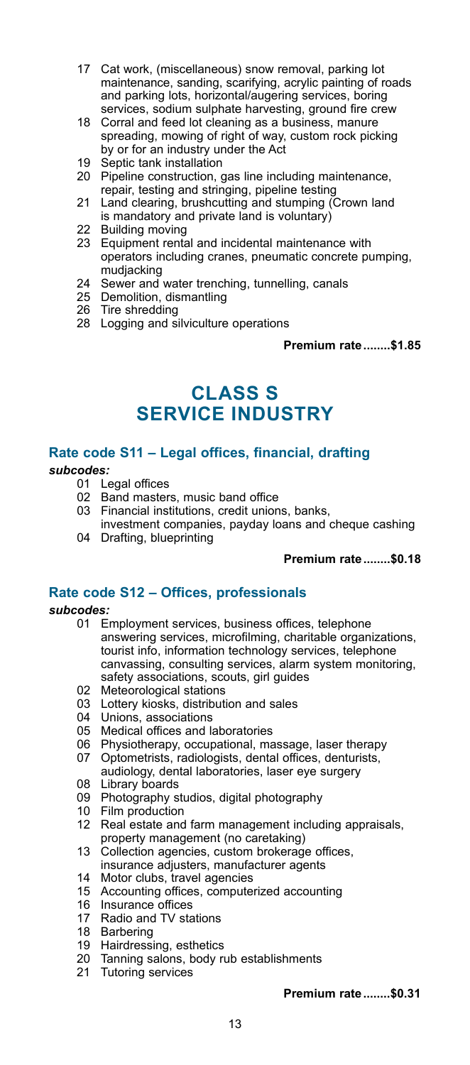17 Cat work, (miscellaneous) snow removal, parking lot maintenance, sanding, scarifying, acrylic painting of roads and parking lots, horizontal/augering services, boring services, sodium sulphate harvesting, ground fire crew
18 Corral and feed lot cleaning as a business, manure spreading, mowing of right of way, custom rock picking by or for an industry under the Act
19 Septic tank installation
20 Pipeline construction, gas line including maintenance, repair, testing and stringing, pipeline testing
21 Land clearing, brushcutting and stumping (Crown land is mandatory and private land is voluntary)
22 Building moving
23 Equipment rental and incidental maintenance with operators including cranes, pneumatic concrete pumping, mudjacking
24 Sewer and water trenching, tunnelling, canals
25 Demolition, dismantling
26 Tire shredding
28 Logging and silviculture operations

**Premium rate........$1.85**

# CLASS S
# SERVICE INDUSTRY

## Rate code S11 – Legal offices, financial, drafting

***subcodes:***

01 Legal offices
02 Band masters, music band office
03 Financial institutions, credit unions, banks, investment companies, payday loans and cheque cashing
04 Drafting, blueprinting

**Premium rate........$0.18**

## Rate code S12 – Offices, professionals

***subcodes:***

01 Employment services, business offices, telephone answering services, microfilming, charitable organizations, tourist info, information technology services, telephone canvassing, consulting services, alarm system monitoring, safety associations, scouts, girl guides
02 Meteorological stations
03 Lottery kiosks, distribution and sales
04 Unions, associations
05 Medical offices and laboratories
06 Physiotherapy, occupational, massage, laser therapy
07 Optometrists, radiologists, dental offices, denturists, audiology, dental laboratories, laser eye surgery
08 Library boards
09 Photography studios, digital photography
10 Film production
12 Real estate and farm management including appraisals, property management (no caretaking)
13 Collection agencies, custom brokerage offices, insurance adjusters, manufacturer agents
14 Motor clubs, travel agencies
15 Accounting offices, computerized accounting
16 Insurance offices
17 Radio and TV stations
18 Barbering
19 Hairdressing, esthetics
20 Tanning salons, body rub establishments
21 Tutoring services

**Premium rate........$0.31**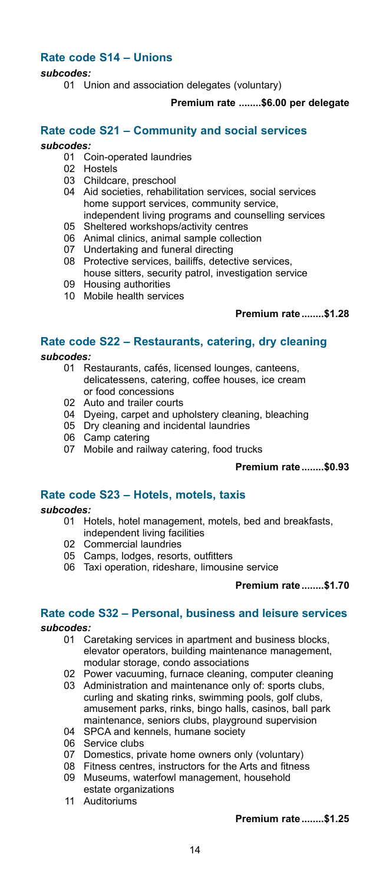## Rate code S14 – Unions

***subcodes:***

01 Union and association delegates (voluntary)

**Premium rate ........$6.00 per delegate**

## Rate code S21 – Community and social services

***subcodes:***

01 Coin-operated laundries
02 Hostels
03 Childcare, preschool
04 Aid societies, rehabilitation services, social services home support services, community service, independent living programs and counselling services
05 Sheltered workshops/activity centres
06 Animal clinics, animal sample collection
07 Undertaking and funeral directing
08 Protective services, bailiffs, detective services, house sitters, security patrol, investigation service
09 Housing authorities
10 Mobile health services

**Premium rate ........$1.28**

## Rate code S22 – Restaurants, catering, dry cleaning

***subcodes:***

01 Restaurants, cafés, licensed lounges, canteens, delicatessens, catering, coffee houses, ice cream or food concessions
02 Auto and trailer courts
04 Dyeing, carpet and upholstery cleaning, bleaching
05 Dry cleaning and incidental laundries
06 Camp catering
07 Mobile and railway catering, food trucks

**Premium rate ........$0.93**

## Rate code S23 – Hotels, motels, taxis

***subcodes:***

01 Hotels, hotel management, motels, bed and breakfasts, independent living facilities
02 Commercial laundries
05 Camps, lodges, resorts, outfitters
06 Taxi operation, rideshare, limousine service

**Premium rate ........$1.70**

## Rate code S32 – Personal, business and leisure services

***subcodes:***

01 Caretaking services in apartment and business blocks, elevator operators, building maintenance management, modular storage, condo associations
02 Power vacuuming, furnace cleaning, computer cleaning
03 Administration and maintenance only of: sports clubs, curling and skating rinks, swimming pools, golf clubs, amusement parks, rinks, bingo halls, casinos, ball park maintenance, seniors clubs, playground supervision
04 SPCA and kennels, humane society
06 Service clubs
07 Domestics, private home owners only (voluntary)
08 Fitness centres, instructors for the Arts and fitness
09 Museums, waterfowl management, household estate organizations
11 Auditoriums

**Premium rate ........$1.25**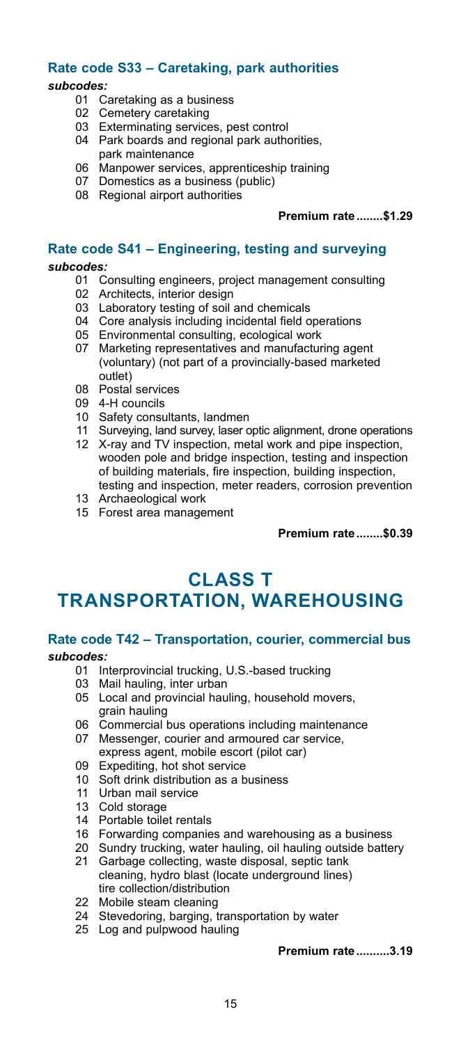### Rate code S33 – Caretaking, park authorities

***subcodes:***

- 01 Caretaking as a business
- 02 Cemetery caretaking
- 03 Exterminating services, pest control
- 04 Park boards and regional park authorities, park maintenance
- 06 Manpower services, apprenticeship training
- 07 Domestics as a business (public)
- 08 Regional airport authorities

**Premium rate........$1.29**

### Rate code S41 – Engineering, testing and surveying

***subcodes:***

- 01 Consulting engineers, project management consulting
- 02 Architects, interior design
- 03 Laboratory testing of soil and chemicals
- 04 Core analysis including incidental field operations
- 05 Environmental consulting, ecological work
- 07 Marketing representatives and manufacturing agent (voluntary) (not part of a provincially-based marketed outlet)
- 08 Postal services
- 09 4-H councils
- 10 Safety consultants, landmen
- 11 Surveying, land survey, laser optic alignment, drone operations
- 12 X-ray and TV inspection, metal work and pipe inspection, wooden pole and bridge inspection, testing and inspection of building materials, fire inspection, building inspection, testing and inspection, meter readers, corrosion prevention
- 13 Archaeological work
- 15 Forest area management

**Premium rate........$0.39**

# CLASS T
# TRANSPORTATION, WAREHOUSING

### Rate code T42 – Transportation, courier, commercial bus

***subcodes:***

- 01 Interprovincial trucking, U.S.-based trucking
- 03 Mail hauling, inter urban
- 05 Local and provincial hauling, household movers, grain hauling
- 06 Commercial bus operations including maintenance
- 07 Messenger, courier and armoured car service, express agent, mobile escort (pilot car)
- 09 Expediting, hot shot service
- 10 Soft drink distribution as a business
- 11 Urban mail service
- 13 Cold storage
- 14 Portable toilet rentals
- 16 Forwarding companies and warehousing as a business
- 20 Sundry trucking, water hauling, oil hauling outside battery
- 21 Garbage collecting, waste disposal, septic tank cleaning, hydro blast (locate underground lines) tire collection/distribution
- 22 Mobile steam cleaning
- 24 Stevedoring, barging, transportation by water
- 25 Log and pulpwood hauling

**Premium rate..........3.19**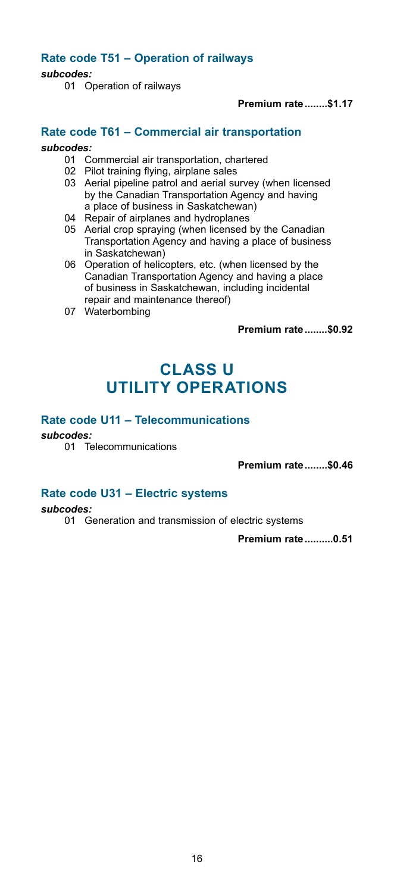### Rate code T51 – Operation of railways

***subcodes:***

01 Operation of railways

**Premium rate........$1.17**

### Rate code T61 – Commercial air transportation

***subcodes:***

01 Commercial air transportation, chartered
02 Pilot training flying, airplane sales
03 Aerial pipeline patrol and aerial survey (when licensed by the Canadian Transportation Agency and having a place of business in Saskatchewan)
04 Repair of airplanes and hydroplanes
05 Aerial crop spraying (when licensed by the Canadian Transportation Agency and having a place of business in Saskatchewan)
06 Operation of helicopters, etc. (when licensed by the Canadian Transportation Agency and having a place of business in Saskatchewan, including incidental repair and maintenance thereof)
07 Waterbombing

**Premium rate........$0.92**

# CLASS U UTILITY OPERATIONS

### Rate code U11 – Telecommunications

***subcodes:***

01 Telecommunications

**Premium rate........$0.46**

### Rate code U31 – Electric systems

***subcodes:***

01 Generation and transmission of electric systems

**Premium rate..........0.51**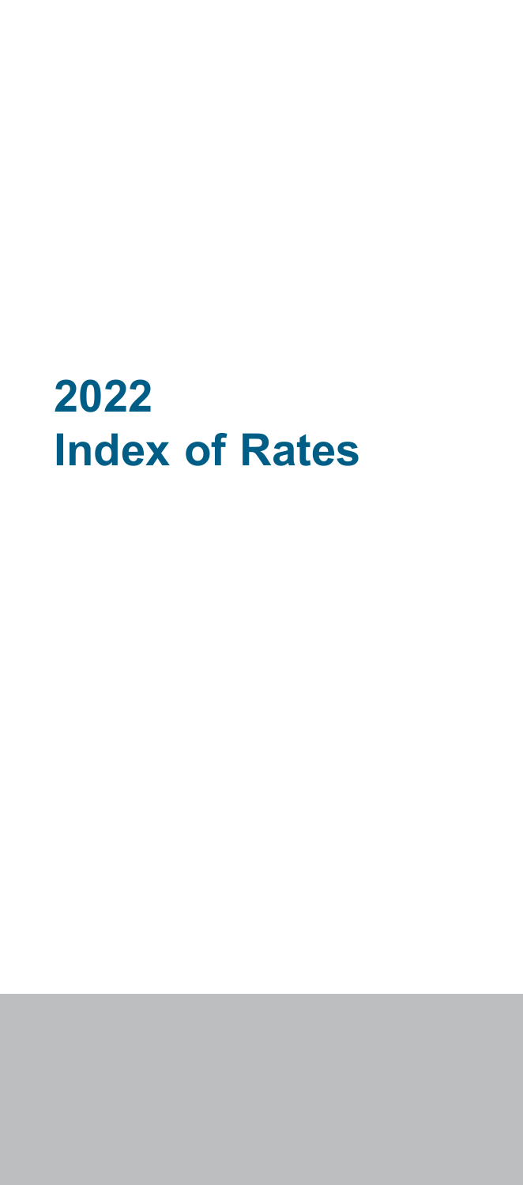# 2022
# Index of Rates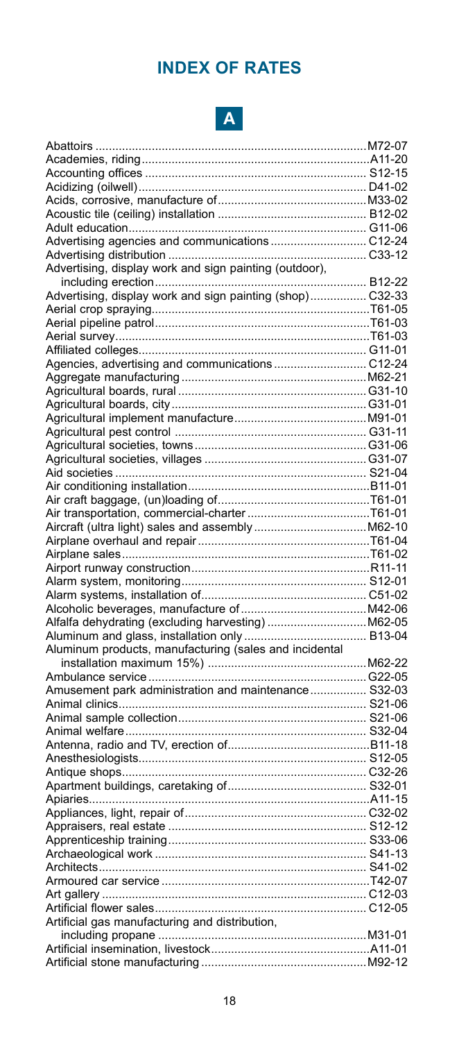# INDEX OF RATES

## A

| | |
|---|---|
| Abattoirs | M72-07 |
| Academies, riding | A11-20 |
| Accounting offices | S12-15 |
| Acidizing (oilwell) | D41-02 |
| Acids, corrosive, manufacture of | M33-02 |
| Acoustic tile (ceiling) installation | B12-02 |
| Adult education | G11-06 |
| Advertising agencies and communications | C12-24 |
| Advertising distribution | C33-12 |
| Advertising, display work and sign painting (outdoor), including erection | B12-22 |
| Advertising, display work and sign painting (shop) | C32-33 |
| Aerial crop spraying | T61-05 |
| Aerial pipeline patrol | T61-03 |
| Aerial survey | T61-03 |
| Affiliated colleges | G11-01 |
| Agencies, advertising and communications | C12-24 |
| Aggregate manufacturing | M62-21 |
| Agricultural boards, rural | G31-10 |
| Agricultural boards, city | G31-01 |
| Agricultural implement manufacture | M91-01 |
| Agricultural pest control | G31-11 |
| Agricultural societies, towns | G31-06 |
| Agricultural societies, villages | G31-07 |
| Aid societies | S21-04 |
| Air conditioning installation | B11-01 |
| Air craft baggage, (un)loading of | T61-01 |
| Air transportation, commercial-charter | T61-01 |
| Aircraft (ultra light) sales and assembly | M62-10 |
| Airplane overhaul and repair | T61-04 |
| Airplane sales | T61-02 |
| Airport runway construction | R11-11 |
| Alarm system, monitoring | S12-01 |
| Alarm systems, installation of | C51-02 |
| Alcoholic beverages, manufacture of | M42-06 |
| Alfalfa dehydrating (excluding harvesting) | M62-05 |
| Aluminum and glass, installation only | B13-04 |
| Aluminum products, manufacturing (sales and incidental installation maximum 15%) | M62-22 |
| Ambulance service | G22-05 |
| Amusement park administration and maintenance | S32-03 |
| Animal clinics | S21-06 |
| Animal sample collection | S21-06 |
| Animal welfare | S32-04 |
| Antenna, radio and TV, erection of | B11-18 |
| Anesthesiologists | S12-05 |
| Antique shops | C32-26 |
| Apartment buildings, caretaking of | S32-01 |
| Apiaries | A11-15 |
| Appliances, light, repair of | C32-02 |
| Appraisers, real estate | S12-12 |
| Apprenticeship training | S33-06 |
| Archaeological work | S41-13 |
| Architects | S41-02 |
| Armoured car service | T42-07 |
| Art gallery | C12-03 |
| Artificial flower sales | C12-05 |
| Artificial gas manufacturing and distribution, including propane | M31-01 |
| Artificial insemination, livestock | A11-01 |
| Artificial stone manufacturing | M92-12 |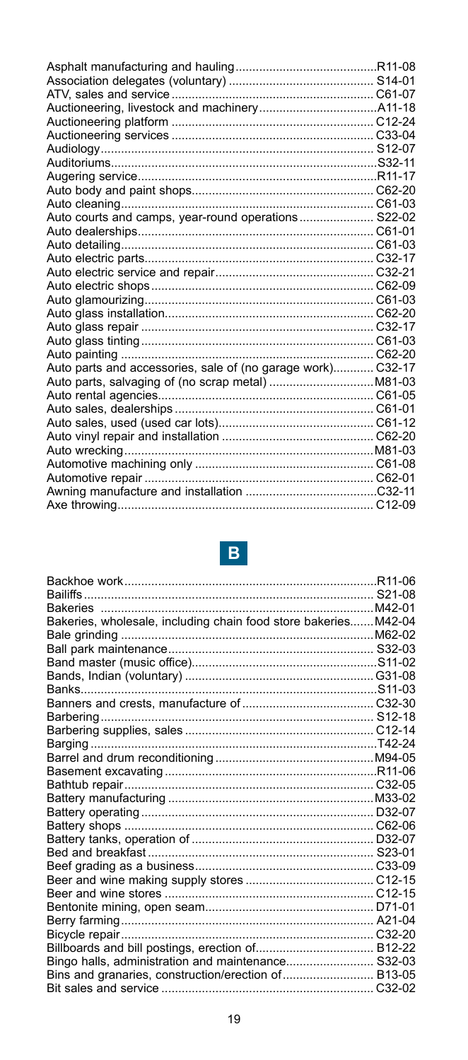| | |
|---|---|
| Asphalt manufacturing and hauling | R11-08 |
| Association delegates (voluntary) | S14-01 |
| ATV, sales and service | C61-07 |
| Auctioneering, livestock and machinery | A11-18 |
| Auctioneering platform | C12-24 |
| Auctioneering services | C33-04 |
| Audiology | S12-07 |
| Auditoriums | S32-11 |
| Augering service | R11-17 |
| Auto body and paint shops | C62-20 |
| Auto cleaning | C61-03 |
| Auto courts and camps, year-round operations | S22-02 |
| Auto dealerships | C61-01 |
| Auto detailing | C61-03 |
| Auto electric parts | C32-17 |
| Auto electric service and repair | C32-21 |
| Auto electric shops | C62-09 |
| Auto glamourizing | C61-03 |
| Auto glass installation | C62-20 |
| Auto glass repair | C32-17 |
| Auto glass tinting | C61-03 |
| Auto painting | C62-20 |
| Auto parts and accessories, sale of (no garage work) | C32-17 |
| Auto parts, salvaging of (no scrap metal) | M81-03 |
| Auto rental agencies | C61-05 |
| Auto sales, dealerships | C61-01 |
| Auto sales, used (used car lots) | C61-12 |
| Auto vinyl repair and installation | C62-20 |
| Auto wrecking | M81-03 |
| Automotive machining only | C61-08 |
| Automotive repair | C62-01 |
| Awning manufacture and installation | C32-11 |
| Axe throwing | C12-09 |

## B

| | |
|---|---|
| Backhoe work | R11-06 |
| Bailiffs | S21-08 |
| Bakeries | M42-01 |
| Bakeries, wholesale, including chain food store bakeries | M42-04 |
| Bale grinding | M62-02 |
| Ball park maintenance | S32-03 |
| Band master (music office) | S11-02 |
| Bands, Indian (voluntary) | G31-08 |
| Banks | S11-03 |
| Banners and crests, manufacture of | C32-30 |
| Barbering | S12-18 |
| Barbering supplies, sales | C12-14 |
| Barging | T42-24 |
| Barrel and drum reconditioning | M94-05 |
| Basement excavating | R11-06 |
| Bathtub repair | C32-05 |
| Battery manufacturing | M33-02 |
| Battery operating | D32-07 |
| Battery shops | C62-06 |
| Battery tanks, operation of | D32-07 |
| Bed and breakfast | S23-01 |
| Beef grading as a business | C33-09 |
| Beer and wine making supply stores | C12-15 |
| Beer and wine stores | C12-15 |
| Bentonite mining, open seam | D71-01 |
| Berry farming | A21-04 |
| Bicycle repair | C32-20 |
| Billboards and bill postings, erection of | B12-22 |
| Bingo halls, administration and maintenance | S32-03 |
| Bins and granaries, construction/erection of | B13-05 |
| Bit sales and service | C32-02 |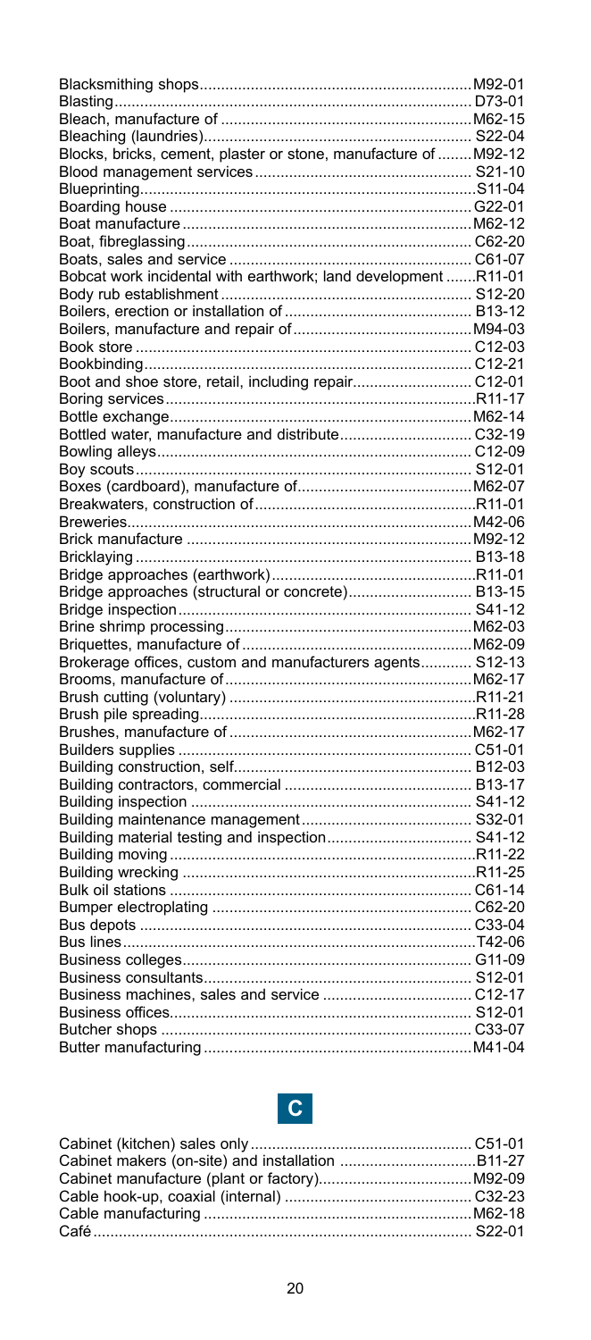| | |
|---|---|
| Blacksmithing shops | M92-01 |
| Blasting | D73-01 |
| Bleach, manufacture of | M62-15 |
| Bleaching (laundries) | S22-04 |
| Blocks, bricks, cement, plaster or stone, manufacture of | M92-12 |
| Blood management services | S21-10 |
| Blueprinting | S11-04 |
| Boarding house | G22-01 |
| Boat manufacture | M62-12 |
| Boat, fibreglassing | C62-20 |
| Boats, sales and service | C61-07 |
| Bobcat work incidental with earthwork; land development | R11-01 |
| Body rub establishment | S12-20 |
| Boilers, erection or installation of | B13-12 |
| Boilers, manufacture and repair of | M94-03 |
| Book store | C12-03 |
| Bookbinding | C12-21 |
| Boot and shoe store, retail, including repair | C12-01 |
| Boring services | R11-17 |
| Bottle exchange | M62-14 |
| Bottled water, manufacture and distribute | C32-19 |
| Bowling alleys | C12-09 |
| Boy scouts | S12-01 |
| Boxes (cardboard), manufacture of | M62-07 |
| Breakwaters, construction of | R11-01 |
| Breweries | M42-06 |
| Brick manufacture | M92-12 |
| Bricklaying | B13-18 |
| Bridge approaches (earthwork) | R11-01 |
| Bridge approaches (structural or concrete) | B13-15 |
| Bridge inspection | S41-12 |
| Brine shrimp processing | M62-03 |
| Briquettes, manufacture of | M62-09 |
| Brokerage offices, custom and manufacturers agents | S12-13 |
| Brooms, manufacture of | M62-17 |
| Brush cutting (voluntary) | R11-21 |
| Brush pile spreading | R11-28 |
| Brushes, manufacture of | M62-17 |
| Builders supplies | C51-01 |
| Building construction, self | B12-03 |
| Building contractors, commercial | B13-17 |
| Building inspection | S41-12 |
| Building maintenance management | S32-01 |
| Building material testing and inspection | S41-12 |
| Building moving | R11-22 |
| Building wrecking | R11-25 |
| Bulk oil stations | C61-14 |
| Bumper electroplating | C62-20 |
| Bus depots | C33-04 |
| Bus lines | T42-06 |
| Business colleges | G11-09 |
| Business consultants | S12-01 |
| Business machines, sales and service | C12-17 |
| Business offices | S12-01 |
| Butcher shops | C33-07 |
| Butter manufacturing | M41-04 |

## C

| | |
|---|---|
| Cabinet (kitchen) sales only | C51-01 |
| Cabinet makers (on-site) and installation | B11-27 |
| Cabinet manufacture (plant or factory) | M92-09 |
| Cable hook-up, coaxial (internal) | C32-23 |
| Cable manufacturing | M62-18 |
| Café | S22-01 |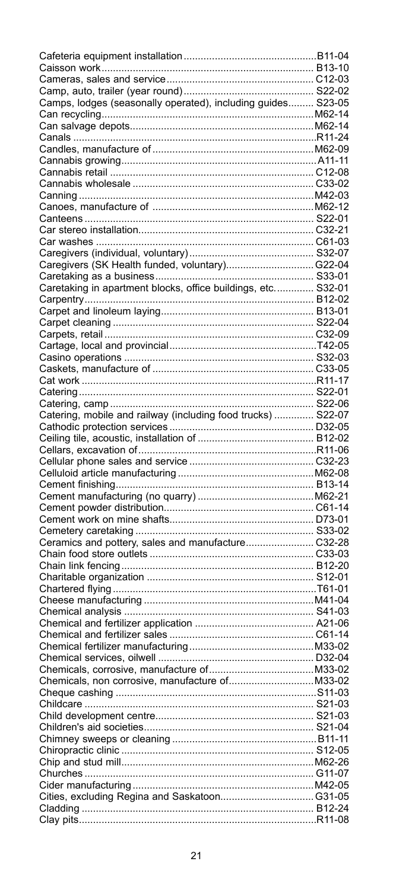| | |
|---|---|
| Cafeteria equipment installation | B11-04 |
| Caisson work | B13-10 |
| Cameras, sales and service | C12-03 |
| Camp, auto, trailer (year round) | S22-02 |
| Camps, lodges (seasonally operated), including guides | S23-05 |
| Can recycling | M62-14 |
| Can salvage depots | M62-14 |
| Canals | R11-24 |
| Candles, manufacture of | M62-09 |
| Cannabis growing | A11-11 |
| Cannabis retail | C12-08 |
| Cannabis wholesale | C33-02 |
| Canning | M42-03 |
| Canoes, manufacture of | M62-12 |
| Canteens | S22-01 |
| Car stereo installation | C32-21 |
| Car washes | C61-03 |
| Caregivers (individual, voluntary) | S32-07 |
| Caregivers (SK Health funded, voluntary) | G22-04 |
| Caretaking as a business | S33-01 |
| Caretaking in apartment blocks, office buildings, etc. | S32-01 |
| Carpentry | B12-02 |
| Carpet and linoleum laying | B13-01 |
| Carpet cleaning | S22-04 |
| Carpets, retail | C32-09 |
| Cartage, local and provincial | T42-05 |
| Casino operations | S32-03 |
| Caskets, manufacture of | C33-05 |
| Cat work | R11-17 |
| Catering | S22-01 |
| Catering, camp | S22-06 |
| Catering, mobile and railway (including food trucks) | S22-07 |
| Cathodic protection services | D32-05 |
| Ceiling tile, acoustic, installation of | B12-02 |
| Cellars, excavation of | R11-06 |
| Cellular phone sales and service | C32-23 |
| Celluloid article manufacturing | M62-08 |
| Cement finishing | B13-14 |
| Cement manufacturing (no quarry) | M62-21 |
| Cement powder distribution | C61-14 |
| Cement work on mine shafts | D73-01 |
| Cemetery caretaking | S33-02 |
| Ceramics and pottery, sales and manufacture | C32-28 |
| Chain food store outlets | C33-03 |
| Chain link fencing | B12-20 |
| Charitable organization | S12-01 |
| Chartered flying | T61-01 |
| Cheese manufacturing | M41-04 |
| Chemical analysis | S41-03 |
| Chemical and fertilizer application | A21-06 |
| Chemical and fertilizer sales | C61-14 |
| Chemical fertilizer manufacturing | M33-02 |
| Chemical services, oilwell | D32-04 |
| Chemicals, corrosive, manufacture of | M33-02 |
| Chemicals, non corrosive, manufacture of | M33-02 |
| Cheque cashing | S11-03 |
| Childcare | S21-03 |
| Child development centre | S21-03 |
| Children's aid societies | S21-04 |
| Chimney sweeps or cleaning | B11-11 |
| Chiropractic clinic | S12-05 |
| Chip and stud mill | M62-26 |
| Churches | G11-07 |
| Cider manufacturing | M42-05 |
| Cities, excluding Regina and Saskatoon | G31-05 |
| Cladding | B12-24 |
| Clay pits | R11-08 |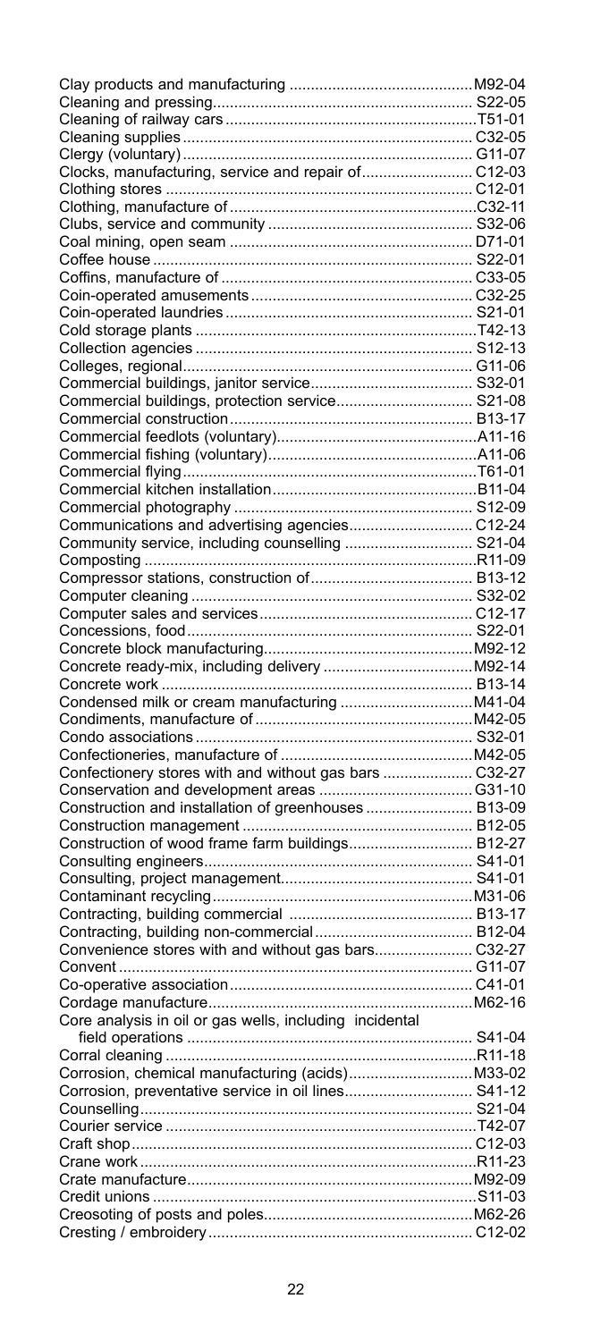| | |
|---|---|
| Clay products and manufacturing | M92-04 |
| Cleaning and pressing | S22-05 |
| Cleaning of railway cars | T51-01 |
| Cleaning supplies | C32-05 |
| Clergy (voluntary) | G11-07 |
| Clocks, manufacturing, service and repair of | C12-03 |
| Clothing stores | C12-01 |
| Clothing, manufacture of | C32-11 |
| Clubs, service and community | S32-06 |
| Coal mining, open seam | D71-01 |
| Coffee house | S22-01 |
| Coffins, manufacture of | C33-05 |
| Coin-operated amusements | C32-25 |
| Coin-operated laundries | S21-01 |
| Cold storage plants | T42-13 |
| Collection agencies | S12-13 |
| Colleges, regional | G11-06 |
| Commercial buildings, janitor service | S32-01 |
| Commercial buildings, protection service | S21-08 |
| Commercial construction | B13-17 |
| Commercial feedlots (voluntary) | A11-16 |
| Commercial fishing (voluntary) | A11-06 |
| Commercial flying | T61-01 |
| Commercial kitchen installation | B11-04 |
| Commercial photography | S12-09 |
| Communications and advertising agencies | C12-24 |
| Community service, including counselling | S21-04 |
| Composting | R11-09 |
| Compressor stations, construction of | B13-12 |
| Computer cleaning | S32-02 |
| Computer sales and services | C12-17 |
| Concessions, food | S22-01 |
| Concrete block manufacturing | M92-12 |
| Concrete ready-mix, including delivery | M92-14 |
| Concrete work | B13-14 |
| Condensed milk or cream manufacturing | M41-04 |
| Condiments, manufacture of | M42-05 |
| Condo associations | S32-01 |
| Confectioneries, manufacture of | M42-05 |
| Confectionery stores with and without gas bars | C32-27 |
| Conservation and development areas | G31-10 |
| Construction and installation of greenhouses | B13-09 |
| Construction management | B12-05 |
| Construction of wood frame farm buildings | B12-27 |
| Consulting engineers | S41-01 |
| Consulting, project management | S41-01 |
| Contaminant recycling | M31-06 |
| Contracting, building commercial | B13-17 |
| Contracting, building non-commercial | B12-04 |
| Convenience stores with and without gas bars | C32-27 |
| Convent | G11-07 |
| Co-operative association | C41-01 |
| Cordage manufacture | M62-16 |
| Core analysis in oil or gas wells, including incidental field operations | S41-04 |
| Corral cleaning | R11-18 |
| Corrosion, chemical manufacturing (acids) | M33-02 |
| Corrosion, preventative service in oil lines | S41-12 |
| Counselling | S21-04 |
| Courier service | T42-07 |
| Craft shop | C12-03 |
| Crane work | R11-23 |
| Crate manufacture | M92-09 |
| Credit unions | S11-03 |
| Creosoting of posts and poles | M62-26 |
| Cresting / embroidery | C12-02 |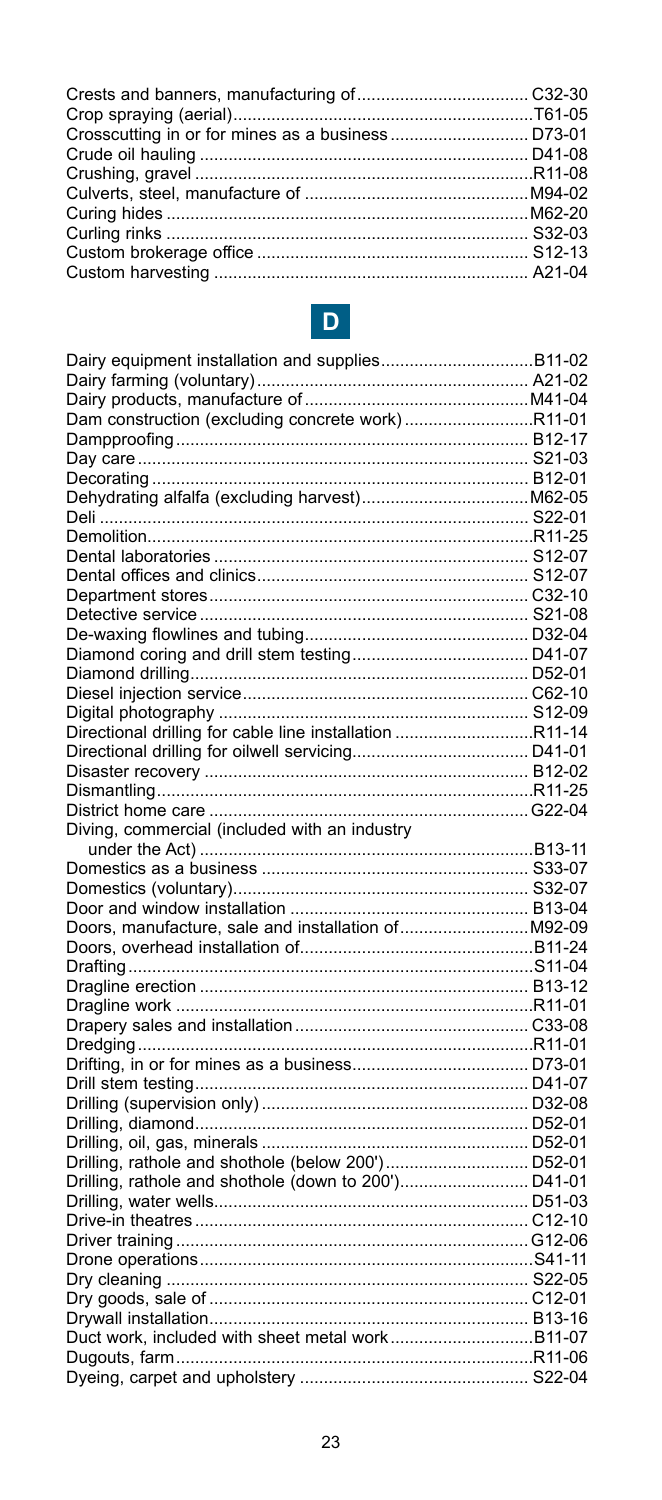| | |
|---|---|
| Crests and banners, manufacturing of | C32-30 |
| Crop spraying (aerial) | T61-05 |
| Crosscutting in or for mines as a business | D73-01 |
| Crude oil hauling | D41-08 |
| Crushing, gravel | R11-08 |
| Culverts, steel, manufacture of | M94-02 |
| Curing hides | M62-20 |
| Curling rinks | S32-03 |
| Custom brokerage office | S12-13 |
| Custom harvesting | A21-04 |

## D

| | |
|---|---|
| Dairy equipment installation and supplies | B11-02 |
| Dairy farming (voluntary) | A21-02 |
| Dairy products, manufacture of | M41-04 |
| Dam construction (excluding concrete work) | R11-01 |
| Dampproofing | B12-17 |
| Day care | S21-03 |
| Decorating | B12-01 |
| Dehydrating alfalfa (excluding harvest) | M62-05 |
| Deli | S22-01 |
| Demolition | R11-25 |
| Dental laboratories | S12-07 |
| Dental offices and clinics | S12-07 |
| Department stores | C32-10 |
| Detective service | S21-08 |
| De-waxing flowlines and tubing | D32-04 |
| Diamond coring and drill stem testing | D41-07 |
| Diamond drilling | D52-01 |
| Diesel injection service | C62-10 |
| Digital photography | S12-09 |
| Directional drilling for cable line installation | R11-14 |
| Directional drilling for oilwell servicing | D41-01 |
| Disaster recovery | B12-02 |
| Dismantling | R11-25 |
| District home care | G22-04 |
| Diving, commercial (included with an industry under the Act) | B13-11 |
| Domestics as a business | S33-07 |
| Domestics (voluntary) | S32-07 |
| Door and window installation | B13-04 |
| Doors, manufacture, sale and installation of | M92-09 |
| Doors, overhead installation of | B11-24 |
| Drafting | S11-04 |
| Dragline erection | B13-12 |
| Dragline work | R11-01 |
| Drapery sales and installation | C33-08 |
| Dredging | R11-01 |
| Drifting, in or for mines as a business | D73-01 |
| Drill stem testing | D41-07 |
| Drilling (supervision only) | D32-08 |
| Drilling, diamond | D52-01 |
| Drilling, oil, gas, minerals | D52-01 |
| Drilling, rathole and shothole (below 200') | D52-01 |
| Drilling, rathole and shothole (down to 200') | D41-01 |
| Drilling, water wells | D51-03 |
| Drive-in theatres | C12-10 |
| Driver training | G12-06 |
| Drone operations | S41-11 |
| Dry cleaning | S22-05 |
| Dry goods, sale of | C12-01 |
| Drywall installation | B13-16 |
| Duct work, included with sheet metal work | B11-07 |
| Dugouts, farm | R11-06 |
| Dyeing, carpet and upholstery | S22-04 |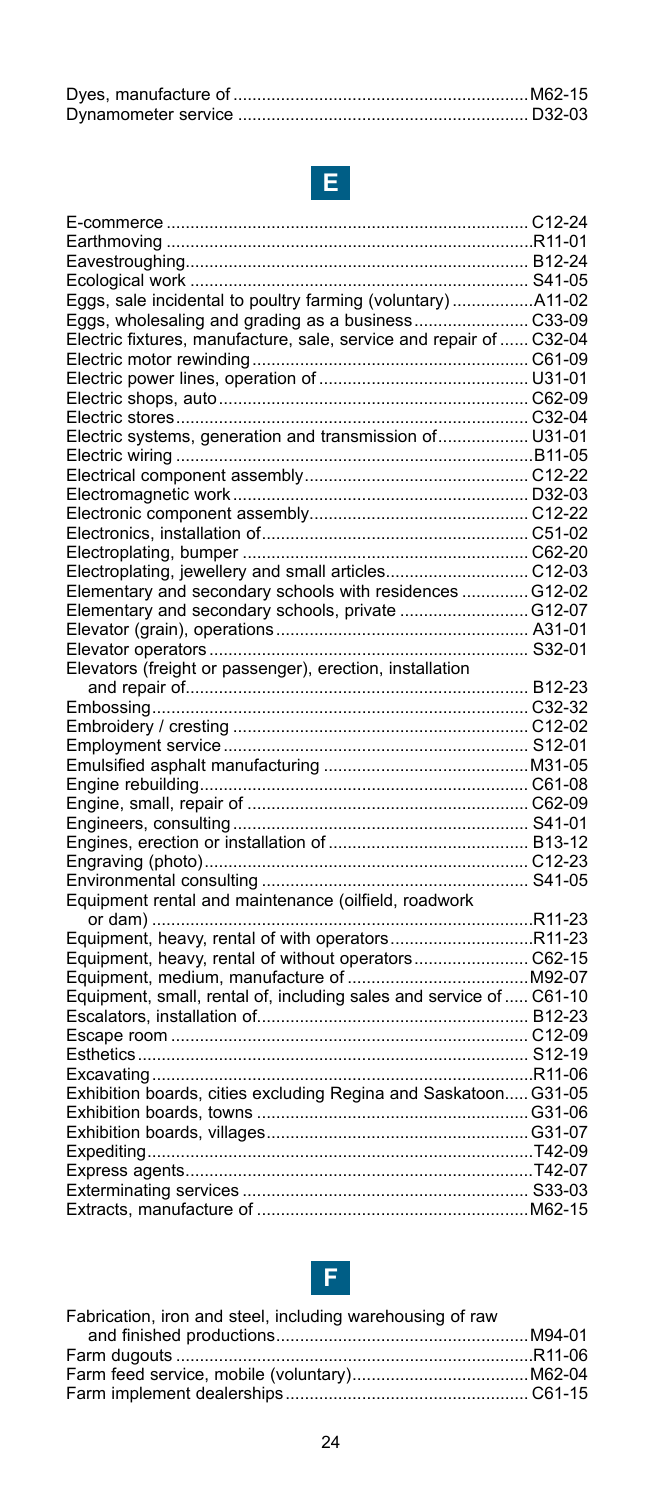Dyes, manufacture of ............................................................ M62-15
Dynamometer service ............................................................ D32-03

## E

E-commerce ............................................................ C12-24
Earthmoving ............................................................ R11-01
Eavestroughing............................................................ B12-24
Ecological work ............................................................ S41-05
Eggs, sale incidental to poultry farming (voluntary) ................ A11-02
Eggs, wholesaling and grading as a business........................ C33-09
Electric fixtures, manufacture, sale, service and repair of ...... C32-04
Electric motor rewinding............................................................ C61-09
Electric power lines, operation of ............................................ U31-01
Electric shops, auto............................................................ C62-09
Electric stores............................................................ C32-04
Electric systems, generation and transmission of.................. U31-01
Electric wiring ............................................................ B11-05
Electrical component assembly............................................ C12-22
Electromagnetic work............................................................ D32-03
Electronic component assembly............................................ C12-22
Electronics, installation of............................................................ C51-02
Electroplating, bumper ............................................................ C62-20
Electroplating, jewellery and small articles............................ C12-03
Elementary and secondary schools with residences .............. G12-02
Elementary and secondary schools, private .......................... G12-07
Elevator (grain), operations............................................................ A31-01
Elevator operators ............................................................ S32-01
Elevators (freight or passenger), erection, installation
  and repair of............................................................ B12-23
Embossing............................................................ C32-32
Embroidery / cresting ............................................................ C12-02
Employment service............................................................ S12-01
Emulsified asphalt manufacturing ............................................ M31-05
Engine rebuilding............................................................ C61-08
Engine, small, repair of ............................................................ C62-09
Engineers, consulting............................................................ S41-01
Engines, erection or installation of ............................................ B13-12
Engraving (photo)............................................................ C12-23
Environmental consulting ............................................................ S41-05
Equipment rental and maintenance (oilfield, roadwork
  or dam) ............................................................ R11-23
Equipment, heavy, rental of with operators............................ R11-23
Equipment, heavy, rental of without operators...................... C62-15
Equipment, medium, manufacture of ........................................ M92-07
Equipment, small, rental of, including sales and service of ..... C61-10
Escalators, installation of............................................................ B12-23
Escape room ............................................................ C12-09
Esthetics............................................................ S12-19
Excavating............................................................ R11-06
Exhibition boards, cities excluding Regina and Saskatoon..... G31-05
Exhibition boards, towns ............................................................ G31-06
Exhibition boards, villages............................................................ G31-07
Expediting............................................................ T42-09
Express agents............................................................ T42-07
Exterminating services ............................................................ S33-03
Extracts, manufacture of ............................................................ M62-15

## F

Fabrication, iron and steel, including warehousing of raw
  and finished productions............................................................ M94-01
Farm dugouts ............................................................ R11-06
Farm feed service, mobile (voluntary)........................................ M62-04
Farm implement dealerships............................................................ C61-15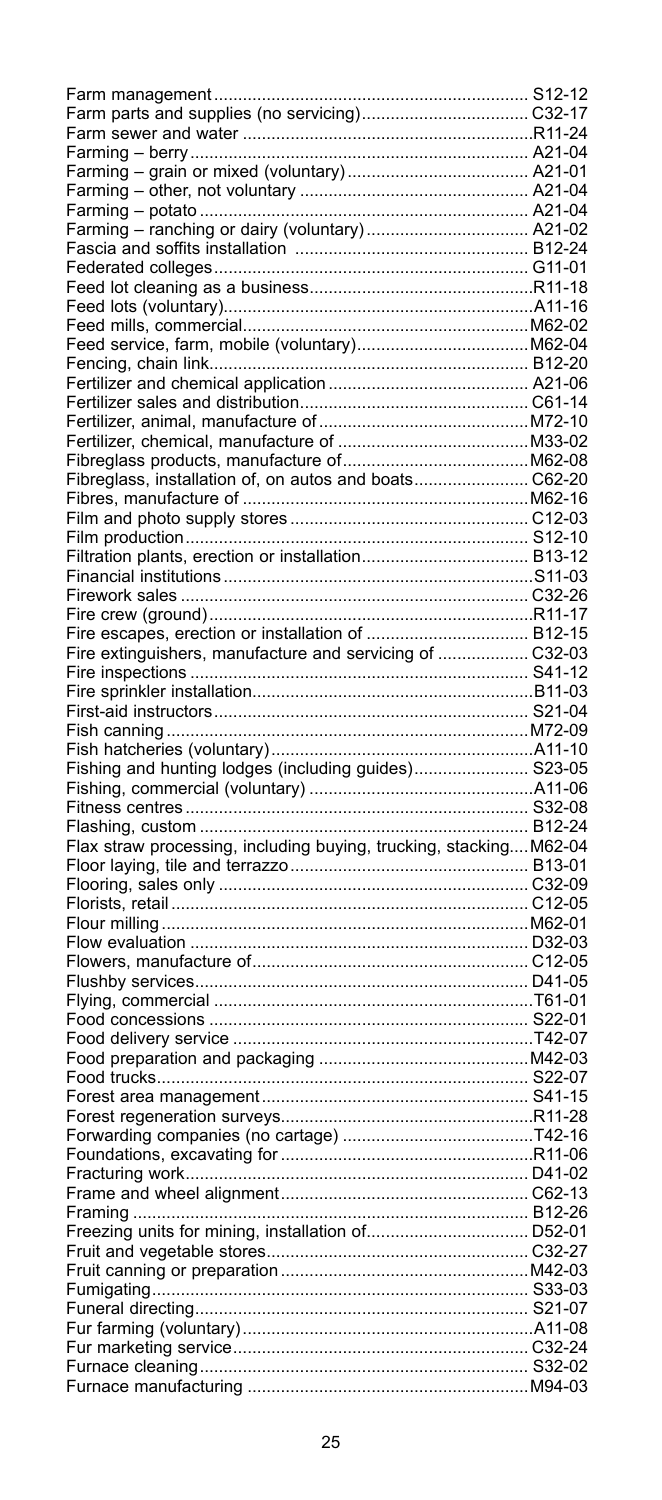| | |
|---|---|
| Farm management | S12-12 |
| Farm parts and supplies (no servicing) | C32-17 |
| Farm sewer and water | R11-24 |
| Farming – berry | A21-04 |
| Farming – grain or mixed (voluntary) | A21-01 |
| Farming – other, not voluntary | A21-04 |
| Farming – potato | A21-04 |
| Farming – ranching or dairy (voluntary) | A21-02 |
| Fascia and soffits installation | B12-24 |
| Federated colleges | G11-01 |
| Feed lot cleaning as a business | R11-18 |
| Feed lots (voluntary) | A11-16 |
| Feed mills, commercial | M62-02 |
| Feed service, farm, mobile (voluntary) | M62-04 |
| Fencing, chain link | B12-20 |
| Fertilizer and chemical application | A21-06 |
| Fertilizer sales and distribution | C61-14 |
| Fertilizer, animal, manufacture of | M72-10 |
| Fertilizer, chemical, manufacture of | M33-02 |
| Fibreglass products, manufacture of | M62-08 |
| Fibreglass, installation of, on autos and boats | C62-20 |
| Fibres, manufacture of | M62-16 |
| Film and photo supply stores | C12-03 |
| Film production | S12-10 |
| Filtration plants, erection or installation | B13-12 |
| Financial institutions | S11-03 |
| Firework sales | C32-26 |
| Fire crew (ground) | R11-17 |
| Fire escapes, erection or installation of | B12-15 |
| Fire extinguishers, manufacture and servicing of | C32-03 |
| Fire inspections | S41-12 |
| Fire sprinkler installation | B11-03 |
| First-aid instructors | S21-04 |
| Fish canning | M72-09 |
| Fish hatcheries (voluntary) | A11-10 |
| Fishing and hunting lodges (including guides) | S23-05 |
| Fishing, commercial (voluntary) | A11-06 |
| Fitness centres | S32-08 |
| Flashing, custom | B12-24 |
| Flax straw processing, including buying, trucking, stacking | M62-04 |
| Floor laying, tile and terrazzo | B13-01 |
| Flooring, sales only | C32-09 |
| Florists, retail | C12-05 |
| Flour milling | M62-01 |
| Flow evaluation | D32-03 |
| Flowers, manufacture of | C12-05 |
| Flushby services | D41-05 |
| Flying, commercial | T61-01 |
| Food concessions | S22-01 |
| Food delivery service | T42-07 |
| Food preparation and packaging | M42-03 |
| Food trucks | S22-07 |
| Forest area management | S41-15 |
| Forest regeneration surveys | R11-28 |
| Forwarding companies (no cartage) | T42-16 |
| Foundations, excavating for | R11-06 |
| Fracturing work | D41-02 |
| Frame and wheel alignment | C62-13 |
| Framing | B12-26 |
| Freezing units for mining, installation of | D52-01 |
| Fruit and vegetable stores | C32-27 |
| Fruit canning or preparation | M42-03 |
| Fumigating | S33-03 |
| Funeral directing | S21-07 |
| Fur farming (voluntary) | A11-08 |
| Fur marketing service | C32-24 |
| Furnace cleaning | S32-02 |
| Furnace manufacturing | M94-03 |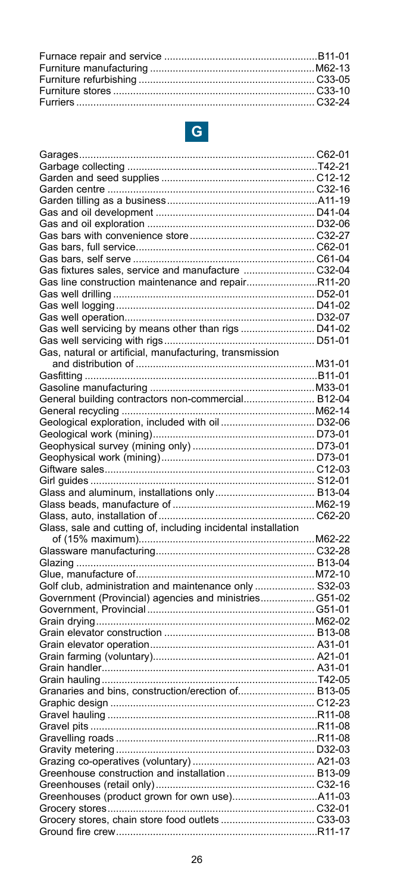| | |
|---|---|
| Furnace repair and service | B11-01 |
| Furniture manufacturing | M62-13 |
| Furniture refurbishing | C33-05 |
| Furniture stores | C33-10 |
| Furriers | C32-24 |

## G

| | |
|---|---|
| Garages | C62-01 |
| Garbage collecting | T42-21 |
| Garden and seed supplies | C12-12 |
| Garden centre | C32-16 |
| Garden tilling as a business | A11-19 |
| Gas and oil development | D41-04 |
| Gas and oil exploration | D32-06 |
| Gas bars with convenience store | C32-27 |
| Gas bars, full service | C62-01 |
| Gas bars, self serve | C61-04 |
| Gas fixtures sales, service and manufacture | C32-04 |
| Gas line construction maintenance and repair | R11-20 |
| Gas well drilling | D52-01 |
| Gas well logging | D41-02 |
| Gas well operation | D32-07 |
| Gas well servicing by means other than rigs | D41-02 |
| Gas well servicing with rigs | D51-01 |
| Gas, natural or artificial, manufacturing, transmission and distribution of | M31-01 |
| Gasfitting | B11-01 |
| Gasoline manufacturing | M33-01 |
| General building contractors non-commercial | B12-04 |
| General recycling | M62-14 |
| Geological exploration, included with oil | D32-06 |
| Geological work (mining) | D73-01 |
| Geophysical survey (mining only) | D73-01 |
| Geophysical work (mining) | D73-01 |
| Giftware sales | C12-03 |
| Girl guides | S12-01 |
| Glass and aluminum, installations only | B13-04 |
| Glass beads, manufacture of | M62-19 |
| Glass, auto, installation of | C62-20 |
| Glass, sale and cutting of, including incidental installation of (15% maximum) | M62-22 |
| Glassware manufacturing | C32-28 |
| Glazing | B13-04 |
| Glue, manufacture of | M72-10 |
| Golf club, administration and maintenance only | S32-03 |
| Government (Provincial) agencies and ministries | G51-02 |
| Government, Provincial | G51-01 |
| Grain drying | M62-02 |
| Grain elevator construction | B13-08 |
| Grain elevator operation | A31-01 |
| Grain farming (voluntary) | A21-01 |
| Grain handler | A31-01 |
| Grain hauling | T42-05 |
| Granaries and bins, construction/erection of | B13-05 |
| Graphic design | C12-23 |
| Gravel hauling | R11-08 |
| Gravel pits | R11-08 |
| Gravelling roads | R11-08 |
| Gravity metering | D32-03 |
| Grazing co-operatives (voluntary) | A21-03 |
| Greenhouse construction and installation | B13-09 |
| Greenhouses (retail only) | C32-16 |
| Greenhouses (product grown for own use) | A11-03 |
| Grocery stores | C32-01 |
| Grocery stores, chain store food outlets | C33-03 |
| Ground fire crew | R11-17 |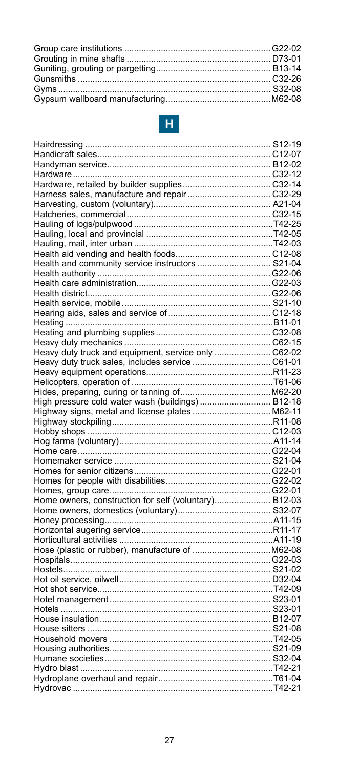Group care institutions ........................................................... G22-02
Grouting in mine shafts .......................................................... D73-01
Guniting, grouting or pargetting.............................................. B13-14
Gunsmiths .............................................................................. C32-26
Gyms ....................................................................................... S32-08
Gypsum wallboard manufacturing...........................................M62-08

## H

Hairdressing ........................................................................... S12-19
Handicraft sales...................................................................... C12-07
Handyman service.................................................................. B12-02
Hardware................................................................................ C32-12
Hardware, retailed by builder supplies.................................... C32-14
Harness sales, manufacture and repair .................................. C32-29
Harvesting, custom (voluntary)................................................ A21-04
Hatcheries, commercial........................................................... C32-15
Hauling of logs/pulpwood .........................................................T42-25
Hauling, local and provincial ....................................................T42-05
Hauling, mail, inter urban .........................................................T42-03
Health aid vending and health foods....................................... C12-08
Health and community service instructors .............................. S21-04
Health authority ...................................................................... G22-06
Health care administration...................................................... G22-03
Health district.......................................................................... G22-06
Health service, mobile............................................................. S21-10
Hearing aids, sales and service of.......................................... C12-18
Heating.....................................................................................B11-01
Heating and plumbing supplies............................................... C32-08
Heavy duty mechanics ............................................................ C62-15
Heavy duty truck and equipment, service only ....................... C62-02
Heavy duty truck sales, includes service ................................ C61-01
Heavy equipment operations....................................................R11-23
Helicopters, operation of ..........................................................T61-06
Hides, preparing, curing or tanning of.....................................M62-20
High pressure cold water wash (buildings) ............................. B12-18
Highway signs, metal and license plates ................................ M62-11
Highway stockpiling..................................................................R11-08
Hobby shops ........................................................................... C12-03
Hog farms (voluntary)...............................................................A11-14
Home care.............................................................................. G22-04
Homemaker service ................................................................ S21-04
Homes for senior citizens........................................................ G22-01
Homes for people with disabilities........................................... G22-02
Homes, group care.................................................................. G22-01
Home owners, construction for self (voluntary)....................... B12-03
Home owners, domestics (voluntary)...................................... S32-07
Honey processing.....................................................................A11-15
Horizontal augering service......................................................R11-17
Horticultural activities ...............................................................A11-19
Hose (plastic or rubber), manufacture of ................................M62-08
Hospitals................................................................................. G22-03
Hostels.................................................................................... S21-02
Hot oil service, oilwell.............................................................. D32-04
Hot shot service........................................................................T42-09
Hotel management.................................................................. S23-01
Hotels ..................................................................................... S23-01
House insulation..................................................................... B12-07
House sitters ........................................................................... S21-08
Household movers ...................................................................T42-05
Housing authorities.................................................................. S21-09
Humane societies.................................................................... S32-04
Hydro blast ...............................................................................T42-21
Hydroplane overhaul and repair...............................................T61-04
Hydrovac ..................................................................................T42-21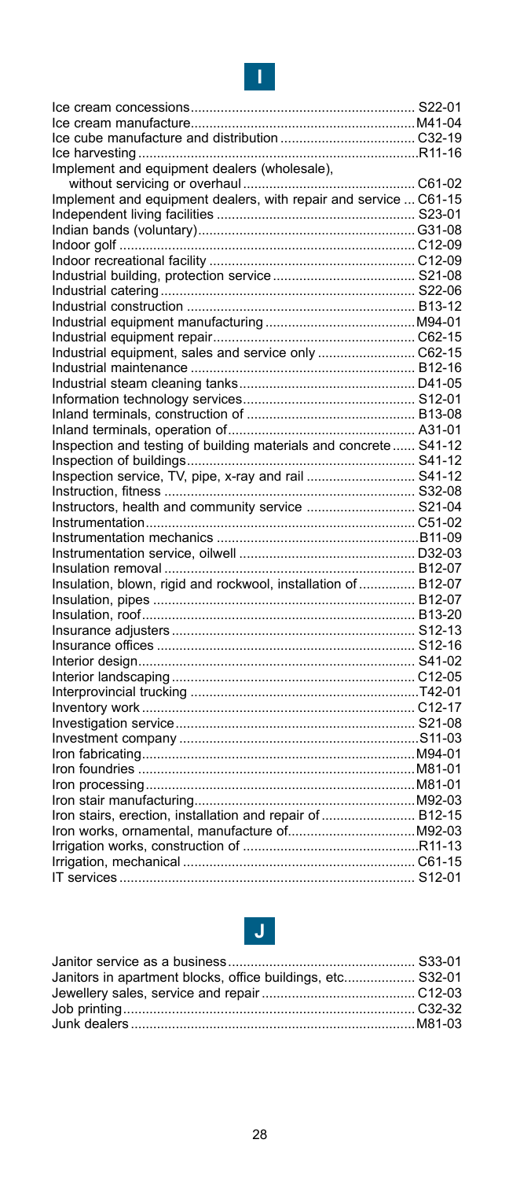# I

| | |
|---|---|
| Ice cream concessions | S22-01 |
| Ice cream manufacture | M41-04 |
| Ice cube manufacture and distribution | C32-19 |
| Ice harvesting | R11-16 |
| Implement and equipment dealers (wholesale), without servicing or overhaul | C61-02 |
| Implement and equipment dealers, with repair and service | C61-15 |
| Independent living facilities | S23-01 |
| Indian bands (voluntary) | G31-08 |
| Indoor golf | C12-09 |
| Indoor recreational facility | C12-09 |
| Industrial building, protection service | S21-08 |
| Industrial catering | S22-06 |
| Industrial construction | B13-12 |
| Industrial equipment manufacturing | M94-01 |
| Industrial equipment repair | C62-15 |
| Industrial equipment, sales and service only | C62-15 |
| Industrial maintenance | B12-16 |
| Industrial steam cleaning tanks | D41-05 |
| Information technology services | S12-01 |
| Inland terminals, construction of | B13-08 |
| Inland terminals, operation of | A31-01 |
| Inspection and testing of building materials and concrete | S41-12 |
| Inspection of buildings | S41-12 |
| Inspection service, TV, pipe, x-ray and rail | S41-12 |
| Instruction, fitness | S32-08 |
| Instructors, health and community service | S21-04 |
| Instrumentation | C51-02 |
| Instrumentation mechanics | B11-09 |
| Instrumentation service, oilwell | D32-03 |
| Insulation removal | B12-07 |
| Insulation, blown, rigid and rockwool, installation of | B12-07 |
| Insulation, pipes | B12-07 |
| Insulation, roof | B13-20 |
| Insurance adjusters | S12-13 |
| Insurance offices | S12-16 |
| Interior design | S41-02 |
| Interior landscaping | C12-05 |
| Interprovincial trucking | T42-01 |
| Inventory work | C12-17 |
| Investigation service | S21-08 |
| Investment company | S11-03 |
| Iron fabricating | M94-01 |
| Iron foundries | M81-01 |
| Iron processing | M81-01 |
| Iron stair manufacturing | M92-03 |
| Iron stairs, erection, installation and repair of | B12-15 |
| Iron works, ornamental, manufacture of | M92-03 |
| Irrigation works, construction of | R11-13 |
| Irrigation, mechanical | C61-15 |
| IT services | S12-01 |

# J

| | |
|---|---|
| Janitor service as a business | S33-01 |
| Janitors in apartment blocks, office buildings, etc. | S32-01 |
| Jewellery sales, service and repair | C12-03 |
| Job printing | C32-32 |
| Junk dealers | M81-03 |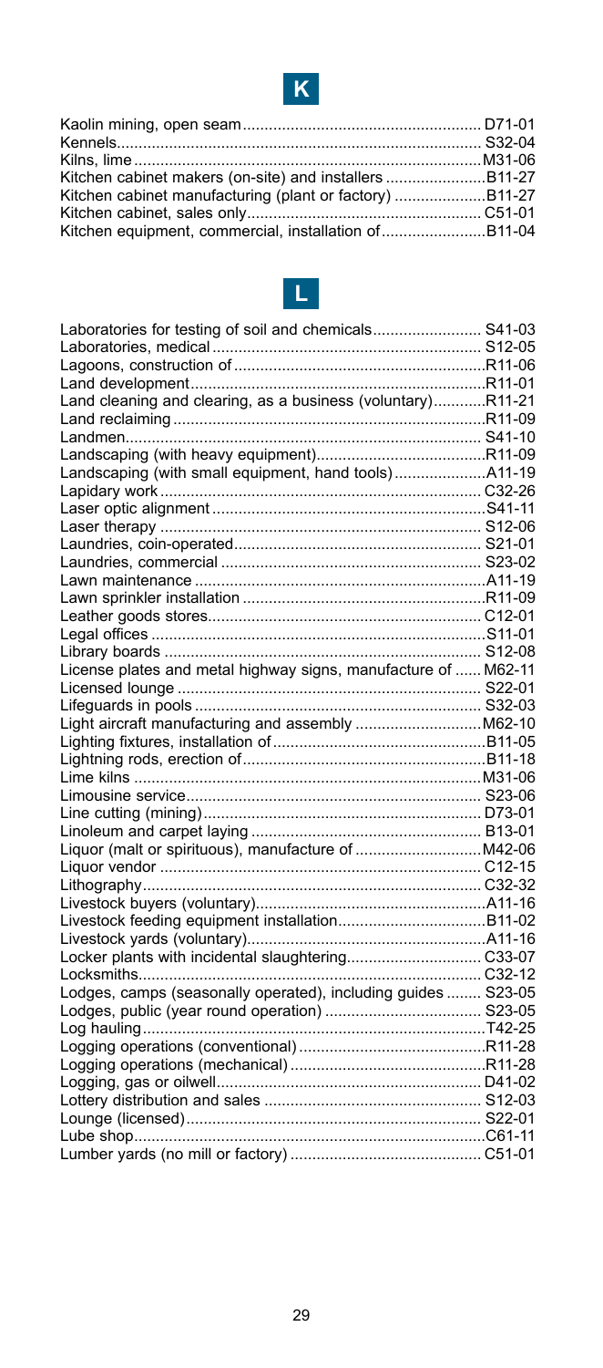## K

| | |
|---|---|
| Kaolin mining, open seam | D71-01 |
| Kennels | S32-04 |
| Kilns, lime | M31-06 |
| Kitchen cabinet makers (on-site) and installers | B11-27 |
| Kitchen cabinet manufacturing (plant or factory) | B11-27 |
| Kitchen cabinet, sales only | C51-01 |
| Kitchen equipment, commercial, installation of | B11-04 |

## L

| | |
|---|---|
| Laboratories for testing of soil and chemicals | S41-03 |
| Laboratories, medical | S12-05 |
| Lagoons, construction of | R11-06 |
| Land development | R11-01 |
| Land cleaning and clearing, as a business (voluntary) | R11-21 |
| Land reclaiming | R11-09 |
| Landmen | S41-10 |
| Landscaping (with heavy equipment) | R11-09 |
| Landscaping (with small equipment, hand tools) | A11-19 |
| Lapidary work | C32-26 |
| Laser optic alignment | S41-11 |
| Laser therapy | S12-06 |
| Laundries, coin-operated | S21-01 |
| Laundries, commercial | S23-02 |
| Lawn maintenance | A11-19 |
| Lawn sprinkler installation | R11-09 |
| Leather goods stores | C12-01 |
| Legal offices | S11-01 |
| Library boards | S12-08 |
| License plates and metal highway signs, manufacture of | M62-11 |
| Licensed lounge | S22-01 |
| Lifeguards in pools | S32-03 |
| Light aircraft manufacturing and assembly | M62-10 |
| Lighting fixtures, installation of | B11-05 |
| Lightning rods, erection of | B11-18 |
| Lime kilns | M31-06 |
| Limousine service | S23-06 |
| Line cutting (mining) | D73-01 |
| Linoleum and carpet laying | B13-01 |
| Liquor (malt or spirituous), manufacture of | M42-06 |
| Liquor vendor | C12-15 |
| Lithography | C32-32 |
| Livestock buyers (voluntary) | A11-16 |
| Livestock feeding equipment installation | B11-02 |
| Livestock yards (voluntary) | A11-16 |
| Locker plants with incidental slaughtering | C33-07 |
| Locksmiths | C32-12 |
| Lodges, camps (seasonally operated), including guides | S23-05 |
| Lodges, public (year round operation) | S23-05 |
| Log hauling | T42-25 |
| Logging operations (conventional) | R11-28 |
| Logging operations (mechanical) | R11-28 |
| Logging, gas or oilwell | D41-02 |
| Lottery distribution and sales | S12-03 |
| Lounge (licensed) | S22-01 |
| Lube shop | C61-11 |
| Lumber yards (no mill or factory) | C51-01 |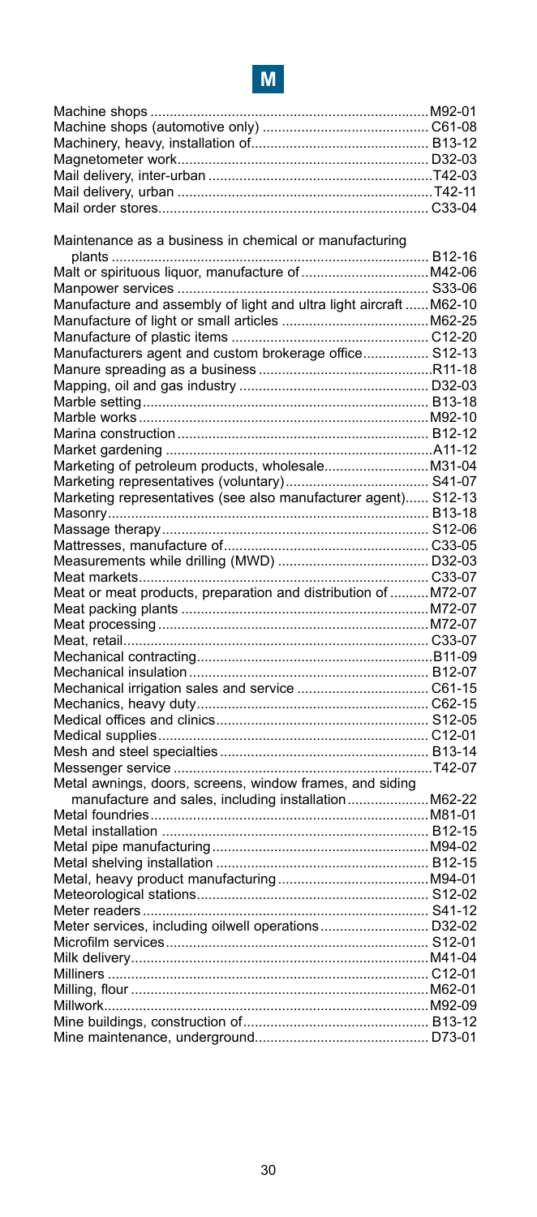# M

| | |
|---|---|
| Machine shops | M92-01 |
| Machine shops (automotive only) | C61-08 |
| Machinery, heavy, installation of | B13-12 |
| Magnetometer work | D32-03 |
| Mail delivery, inter-urban | T42-03 |
| Mail delivery, urban | T42-11 |
| Mail order stores | C33-04 |
| Maintenance as a business in chemical or manufacturing plants | B12-16 |
| Malt or spirituous liquor, manufacture of | M42-06 |
| Manpower services | S33-06 |
| Manufacture and assembly of light and ultra light aircraft | M62-10 |
| Manufacture of light or small articles | M62-25 |
| Manufacture of plastic items | C12-20 |
| Manufacturers agent and custom brokerage office | S12-13 |
| Manure spreading as a business | R11-18 |
| Mapping, oil and gas industry | D32-03 |
| Marble setting | B13-18 |
| Marble works | M92-10 |
| Marina construction | B12-12 |
| Market gardening | A11-12 |
| Marketing of petroleum products, wholesale | M31-04 |
| Marketing representatives (voluntary) | S41-07 |
| Marketing representatives (see also manufacturer agent) | S12-13 |
| Masonry | B13-18 |
| Massage therapy | S12-06 |
| Mattresses, manufacture of | C33-05 |
| Measurements while drilling (MWD) | D32-03 |
| Meat markets | C33-07 |
| Meat or meat products, preparation and distribution of | M72-07 |
| Meat packing plants | M72-07 |
| Meat processing | M72-07 |
| Meat, retail | C33-07 |
| Mechanical contracting | B11-09 |
| Mechanical insulation | B12-07 |
| Mechanical irrigation sales and service | C61-15 |
| Mechanics, heavy duty | C62-15 |
| Medical offices and clinics | S12-05 |
| Medical supplies | C12-01 |
| Mesh and steel specialties | B13-14 |
| Messenger service | T42-07 |
| Metal awnings, doors, screens, window frames, and siding manufacture and sales, including installation | M62-22 |
| Metal foundries | M81-01 |
| Metal installation | B12-15 |
| Metal pipe manufacturing | M94-02 |
| Metal shelving installation | B12-15 |
| Metal, heavy product manufacturing | M94-01 |
| Meteorological stations | S12-02 |
| Meter readers | S41-12 |
| Meter services, including oilwell operations | D32-02 |
| Microfilm services | S12-01 |
| Milk delivery | M41-04 |
| Milliners | C12-01 |
| Milling, flour | M62-01 |
| Millwork | M92-09 |
| Mine buildings, construction of | B13-12 |
| Mine maintenance, underground | D73-01 |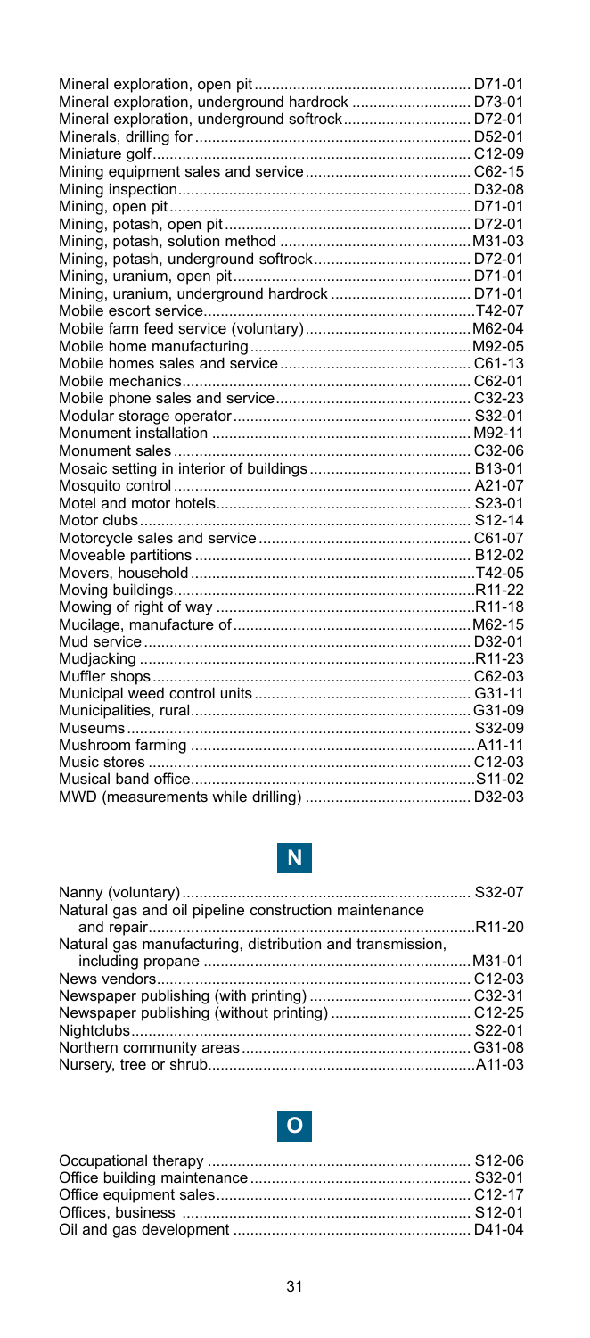| | |
|---|---|
| Mineral exploration, open pit | D71-01 |
| Mineral exploration, underground hardrock | D73-01 |
| Mineral exploration, underground softrock | D72-01 |
| Minerals, drilling for | D52-01 |
| Miniature golf | C12-09 |
| Mining equipment sales and service | C62-15 |
| Mining inspection | D32-08 |
| Mining, open pit | D71-01 |
| Mining, potash, open pit | D72-01 |
| Mining, potash, solution method | M31-03 |
| Mining, potash, underground softrock | D72-01 |
| Mining, uranium, open pit | D71-01 |
| Mining, uranium, underground hardrock | D71-01 |
| Mobile escort service | T42-07 |
| Mobile farm feed service (voluntary) | M62-04 |
| Mobile home manufacturing | M92-05 |
| Mobile homes sales and service | C61-13 |
| Mobile mechanics | C62-01 |
| Mobile phone sales and service | C32-23 |
| Modular storage operator | S32-01 |
| Monument installation | M92-11 |
| Monument sales | C32-06 |
| Mosaic setting in interior of buildings | B13-01 |
| Mosquito control | A21-07 |
| Motel and motor hotels | S23-01 |
| Motor clubs | S12-14 |
| Motorcycle sales and service | C61-07 |
| Moveable partitions | B12-02 |
| Movers, household | T42-05 |
| Moving buildings | R11-22 |
| Mowing of right of way | R11-18 |
| Mucilage, manufacture of | M62-15 |
| Mud service | D32-01 |
| Mudjacking | R11-23 |
| Muffler shops | C62-03 |
| Municipal weed control units | G31-11 |
| Municipalities, rural | G31-09 |
| Museums | S32-09 |
| Mushroom farming | A11-11 |
| Music stores | C12-03 |
| Musical band office | S11-02 |
| MWD (measurements while drilling) | D32-03 |

# N

| | |
|---|---|
| Nanny (voluntary) | S32-07 |
| Natural gas and oil pipeline construction maintenance and repair | R11-20 |
| Natural gas manufacturing, distribution and transmission, including propane | M31-01 |
| News vendors | C12-03 |
| Newspaper publishing (with printing) | C32-31 |
| Newspaper publishing (without printing) | C12-25 |
| Nightclubs | S22-01 |
| Northern community areas | G31-08 |
| Nursery, tree or shrub | A11-03 |

# O

| | |
|---|---|
| Occupational therapy | S12-06 |
| Office building maintenance | S32-01 |
| Office equipment sales | C12-17 |
| Offices, business | S12-01 |
| Oil and gas development | D41-04 |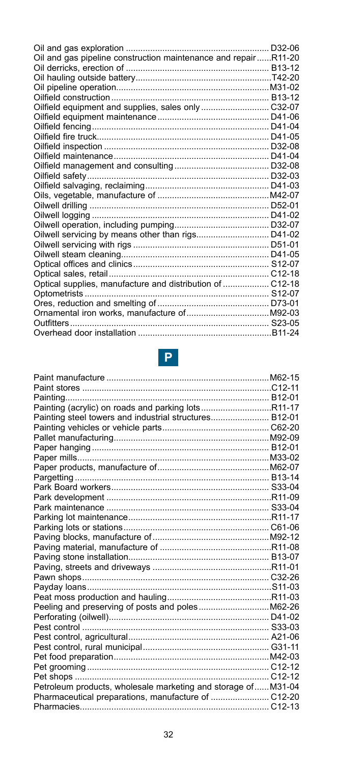Oil and gas exploration ........................................................ D32-06
Oil and gas pipeline construction maintenance and repair ......R11-20
Oil derricks, erection of ........................................................ B13-12
Oil hauling outside battery.......................................................T42-20
Oil pipeline operation..............................................................M31-02
Oilfield construction ................................................................ B13-12
Oilfield equipment and supplies, sales only ........................... C32-07
Oilfield equipment maintenance ............................................. D41-06
Oilfield fencing ........................................................................ D41-04
Oilfield fire truck...................................................................... D41-05
Oilfield inspection ................................................................... D32-08
Oilfield maintenance............................................................... D41-04
Oilfield management and consulting ....................................... D32-08
Oilfield safety .......................................................................... D32-03
Oilfield salvaging, reclaiming................................................... D41-03
Oils, vegetable, manufacture of .............................................M42-07
Oilwell drilling ......................................................................... D52-01
Oilwell logging ........................................................................ D41-02
Oilwell operation, including pumping....................................... D32-07
Oilwell servicing by means other than rigs.............................. D41-02
Oilwell servicing with rigs ....................................................... D51-01
Oilwell steam cleaning............................................................ D41-05
Optical offices and clinics ....................................................... S12-07
Optical sales, retail ................................................................. C12-18
Optical supplies, manufacture and distribution of .................. C12-18
Optometrists ........................................................................... S12-07
Ores, reduction and smelting of ............................................. D73-01
Ornamental iron works, manufacture of .................................M92-03
Outfitters ................................................................................. S23-05
Overhead door installation ......................................................B11-24

## P

Paint manufacture ..................................................................M62-15
Paint stores .............................................................................C12-11
Painting................................................................................... B12-01
Painting (acrylic) on roads and parking lots............................R11-17
Painting steel towers and industrial structures........................ B12-01
Painting vehicles or vehicle parts........................................... C62-20
Pallet manufacturing................................................................M92-09
Paper hanging ........................................................................ B12-01
Paper mills..............................................................................M33-02
Paper products, manufacture of.............................................M62-07
Pargetting ............................................................................... B13-14
Park Board workers................................................................ S33-04
Park development ...................................................................R11-09
Park maintenance .................................................................. S33-04
Parking lot maintenance..........................................................R11-17
Parking lots or stations ........................................................... C61-06
Paving blocks, manufacture of................................................M92-12
Paving material, manufacture of .............................................R11-08
Paving stone installation......................................................... B13-07
Paving, streets and driveways ................................................R11-01
Pawn shops ............................................................................ C32-26
Payday loans ...........................................................................S11-03
Peat moss production and hauling..........................................R11-03
Peeling and preserving of posts and poles ............................M62-26
Perforating (oilwell)................................................................. D41-02
Pest control ............................................................................ S33-03
Pest control, agricultural......................................................... A21-06
Pest control, rural municipal ................................................... G31-11
Pet food preparation................................................................M42-03
Pet grooming .......................................................................... C12-12
Pet shops ............................................................................... C12-12
Petroleum products, wholesale marketing and storage of......M31-04
Pharmaceutical preparations, manufacture of ........................ C12-20
Pharmacies............................................................................. C12-13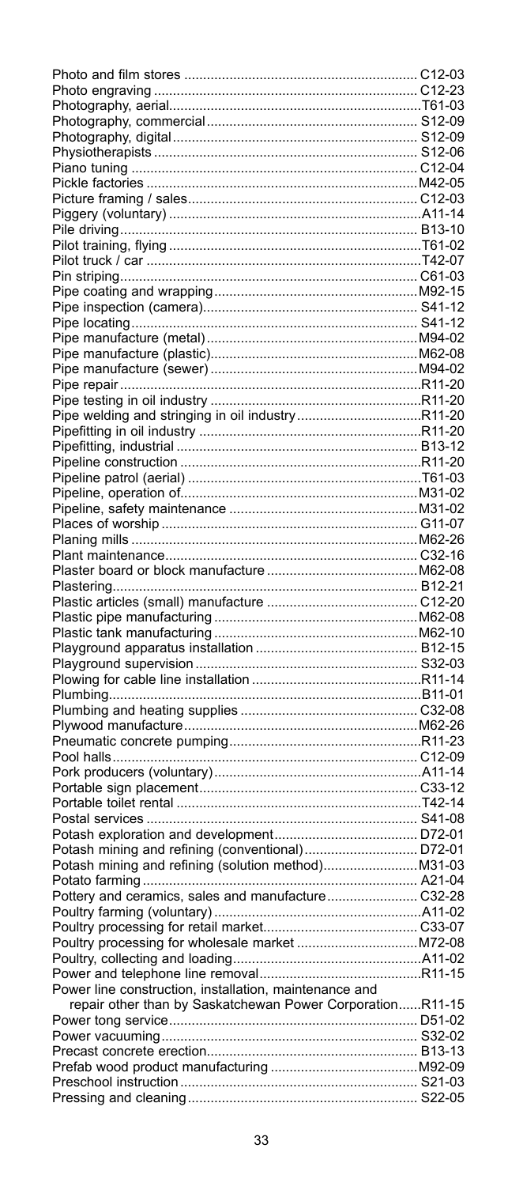| | |
|---|---|
| Photo and film stores | C12-03 |
| Photo engraving | C12-23 |
| Photography, aerial | T61-03 |
| Photography, commercial | S12-09 |
| Photography, digital | S12-09 |
| Physiotherapists | S12-06 |
| Piano tuning | C12-04 |
| Pickle factories | M42-05 |
| Picture framing / sales | C12-03 |
| Piggery (voluntary) | A11-14 |
| Pile driving | B13-10 |
| Pilot training, flying | T61-02 |
| Pilot truck / car | T42-07 |
| Pin striping | C61-03 |
| Pipe coating and wrapping | M92-15 |
| Pipe inspection (camera) | S41-12 |
| Pipe locating | S41-12 |
| Pipe manufacture (metal) | M94-02 |
| Pipe manufacture (plastic) | M62-08 |
| Pipe manufacture (sewer) | M94-02 |
| Pipe repair | R11-20 |
| Pipe testing in oil industry | R11-20 |
| Pipe welding and stringing in oil industry | R11-20 |
| Pipefitting in oil industry | R11-20 |
| Pipefitting, industrial | B13-12 |
| Pipeline construction | R11-20 |
| Pipeline patrol (aerial) | T61-03 |
| Pipeline, operation of | M31-02 |
| Pipeline, safety maintenance | M31-02 |
| Places of worship | G11-07 |
| Planing mills | M62-26 |
| Plant maintenance | C32-16 |
| Plaster board or block manufacture | M62-08 |
| Plastering | B12-21 |
| Plastic articles (small) manufacture | C12-20 |
| Plastic pipe manufacturing | M62-08 |
| Plastic tank manufacturing | M62-10 |
| Playground apparatus installation | B12-15 |
| Playground supervision | S32-03 |
| Plowing for cable line installation | R11-14 |
| Plumbing | B11-01 |
| Plumbing and heating supplies | C32-08 |
| Plywood manufacture | M62-26 |
| Pneumatic concrete pumping | R11-23 |
| Pool halls | C12-09 |
| Pork producers (voluntary) | A11-14 |
| Portable sign placement | C33-12 |
| Portable toilet rental | T42-14 |
| Postal services | S41-08 |
| Potash exploration and development | D72-01 |
| Potash mining and refining (conventional) | D72-01 |
| Potash mining and refining (solution method) | M31-03 |
| Potato farming | A21-04 |
| Pottery and ceramics, sales and manufacture | C32-28 |
| Poultry farming (voluntary) | A11-02 |
| Poultry processing for retail market | C33-07 |
| Poultry processing for wholesale market | M72-08 |
| Poultry, collecting and loading | A11-02 |
| Power and telephone removal | R11-15 |
| Power line construction, installation, maintenance and repair other than by Saskatchewan Power Corporation | R11-15 |
| Power tong service | D51-02 |
| Power vacuuming | S32-02 |
| Precast concrete erection | B13-13 |
| Prefab wood product manufacturing | M92-09 |
| Preschool instruction | S21-03 |
| Pressing and cleaning | S22-05 |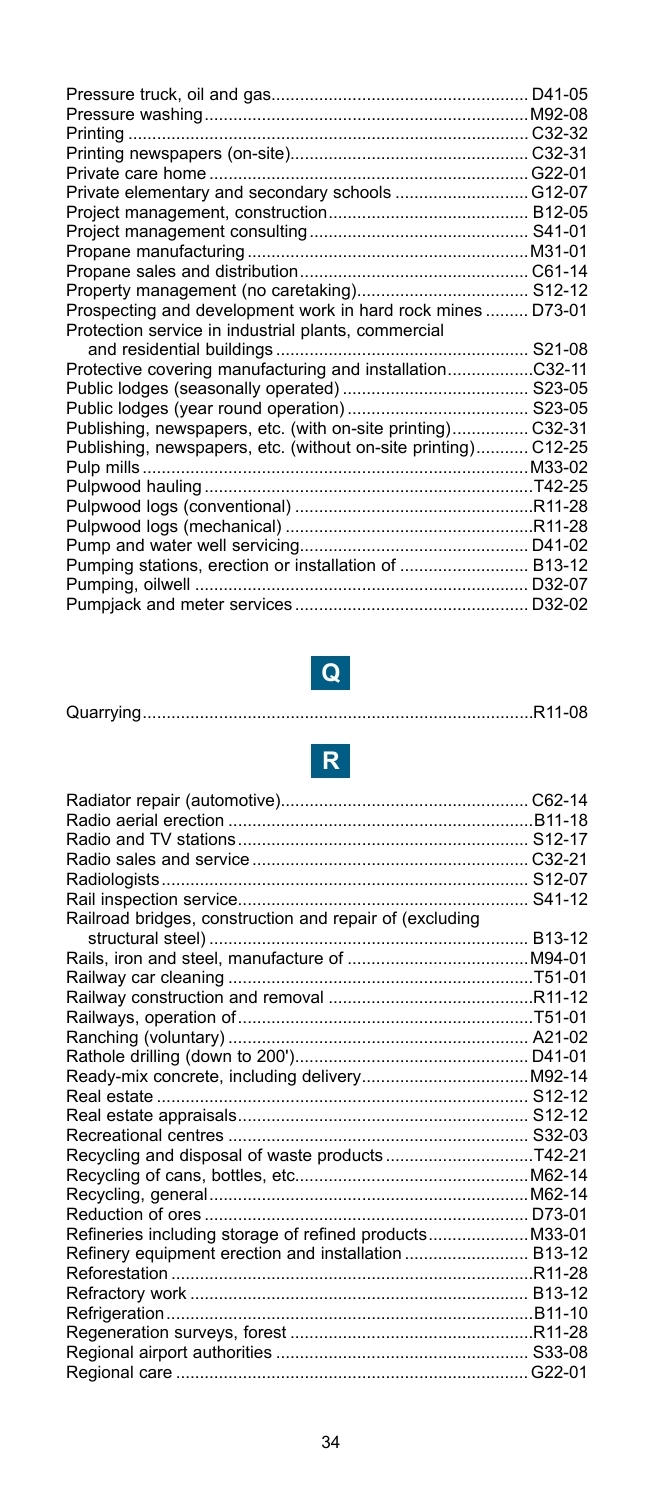| | |
|---|---|
| Pressure truck, oil and gas | D41-05 |
| Pressure washing | M92-08 |
| Printing | C32-32 |
| Printing newspapers (on-site) | C32-31 |
| Private care home | G22-01 |
| Private elementary and secondary schools | G12-07 |
| Project management, construction | B12-05 |
| Project management consulting | S41-01 |
| Propane manufacturing | M31-01 |
| Propane sales and distribution | C61-14 |
| Property management (no caretaking) | S12-12 |
| Prospecting and development work in hard rock mines | D73-01 |
| Protection service in industrial plants, commercial and residential buildings | S21-08 |
| Protective covering manufacturing and installation | C32-11 |
| Public lodges (seasonally operated) | S23-05 |
| Public lodges (year round operation) | S23-05 |
| Publishing, newspapers, etc. (with on-site printing) | C32-31 |
| Publishing, newspapers, etc. (without on-site printing) | C12-25 |
| Pulp mills | M33-02 |
| Pulpwood hauling | T42-25 |
| Pulpwood logs (conventional) | R11-28 |
| Pulpwood logs (mechanical) | R11-28 |
| Pump and water well servicing | D41-02 |
| Pumping stations, erection or installation of | B13-12 |
| Pumping, oilwell | D32-07 |
| Pumpjack and meter services | D32-02 |

## Q

| | |
|---|---|
| Quarrying | R11-08 |

## R

| | |
|---|---|
| Radiator repair (automotive) | C62-14 |
| Radio aerial erection | B11-18 |
| Radio and TV stations | S12-17 |
| Radio sales and service | C32-21 |
| Radiologists | S12-07 |
| Rail inspection service | S41-12 |
| Railroad bridges, construction and repair of (excluding structural steel) | B13-12 |
| Rails, iron and steel, manufacture of | M94-01 |
| Railway car cleaning | T51-01 |
| Railway construction and removal | R11-12 |
| Railways, operation of | T51-01 |
| Ranching (voluntary) | A21-02 |
| Rathole drilling (down to 200') | D41-01 |
| Ready-mix concrete, including delivery | M92-14 |
| Real estate | S12-12 |
| Real estate appraisals | S12-12 |
| Recreational centres | S32-03 |
| Recycling and disposal of waste products | T42-21 |
| Recycling of cans, bottles, etc. | M62-14 |
| Recycling, general | M62-14 |
| Reduction of ores | D73-01 |
| Refineries including storage of refined products | M33-01 |
| Refinery equipment erection and installation | B13-12 |
| Reforestation | R11-28 |
| Refractory work | B13-12 |
| Refrigeration | B11-10 |
| Regeneration surveys, forest | R11-28 |
| Regional airport authorities | S33-08 |
| Regional care | G22-01 |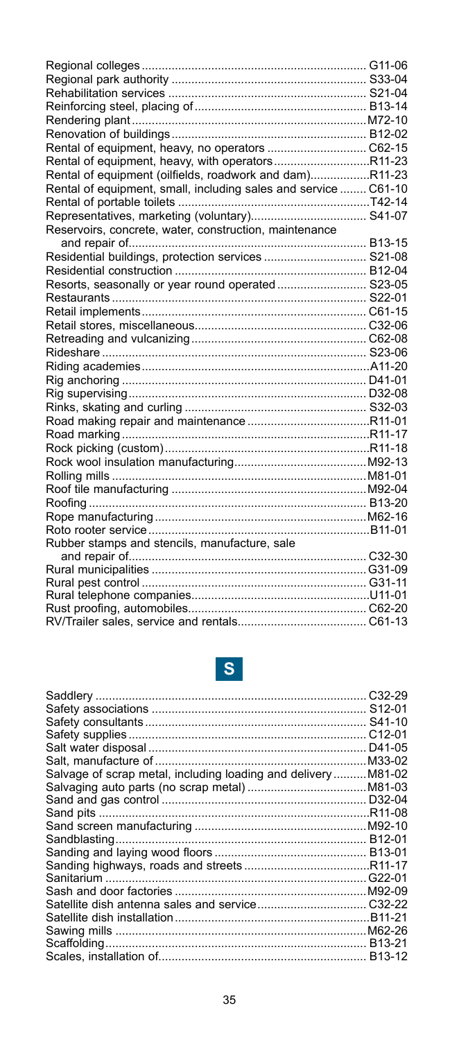| | |
|---|---|
| Regional colleges | G11-06 |
| Regional park authority | S33-04 |
| Rehabilitation services | S21-04 |
| Reinforcing steel, placing of | B13-14 |
| Rendering plant | M72-10 |
| Renovation of buildings | B12-02 |
| Rental of equipment, heavy, no operators | C62-15 |
| Rental of equipment, heavy, with operators | R11-23 |
| Rental of equipment (oilfields, roadwork and dam) | R11-23 |
| Rental of equipment, small, including sales and service | C61-10 |
| Rental of portable toilets | T42-14 |
| Representatives, marketing (voluntary) | S41-07 |
| Reservoirs, concrete, water, construction, maintenance and repair of | B13-15 |
| Residential buildings, protection services | S21-08 |
| Residential construction | B12-04 |
| Resorts, seasonally or year round operated | S23-05 |
| Restaurants | S22-01 |
| Retail implements | C61-15 |
| Retail stores, miscellaneous | C32-06 |
| Retreading and vulcanizing | C62-08 |
| Rideshare | S23-06 |
| Riding academies | A11-20 |
| Rig anchoring | D41-01 |
| Rig supervising | D32-08 |
| Rinks, skating and curling | S32-03 |
| Road making repair and maintenance | R11-01 |
| Road marking | R11-17 |
| Rock picking (custom) | R11-18 |
| Rock wool insulation manufacturing | M92-13 |
| Rolling mills | M81-01 |
| Roof tile manufacturing | M92-04 |
| Roofing | B13-20 |
| Rope manufacturing | M62-16 |
| Roto rooter service | B11-01 |
| Rubber stamps and stencils, manufacture, sale and repair of | C32-30 |
| Rural municipalities | G31-09 |
| Rural pest control | G31-11 |
| Rural telephone companies | U11-01 |
| Rust proofing, automobiles | C62-20 |
| RV/Trailer sales, service and rentals | C61-13 |

## S

| | |
|---|---|
| Saddlery | C32-29 |
| Safety associations | S12-01 |
| Safety consultants | S41-10 |
| Safety supplies | C12-01 |
| Salt water disposal | D41-05 |
| Salt, manufacture of | M33-02 |
| Salvage of scrap metal, including loading and delivery | M81-02 |
| Salvaging auto parts (no scrap metal) | M81-03 |
| Sand and gas control | D32-04 |
| Sand pits | R11-08 |
| Sand screen manufacturing | M92-10 |
| Sandblasting | B12-01 |
| Sanding and laying wood floors | B13-01 |
| Sanding highways, roads and streets | R11-17 |
| Sanitarium | G22-01 |
| Sash and door factories | M92-09 |
| Satellite dish antenna sales and service | C32-22 |
| Satellite dish installation | B11-21 |
| Sawing mills | M62-26 |
| Scaffolding | B13-21 |
| Scales, installation of | B13-12 |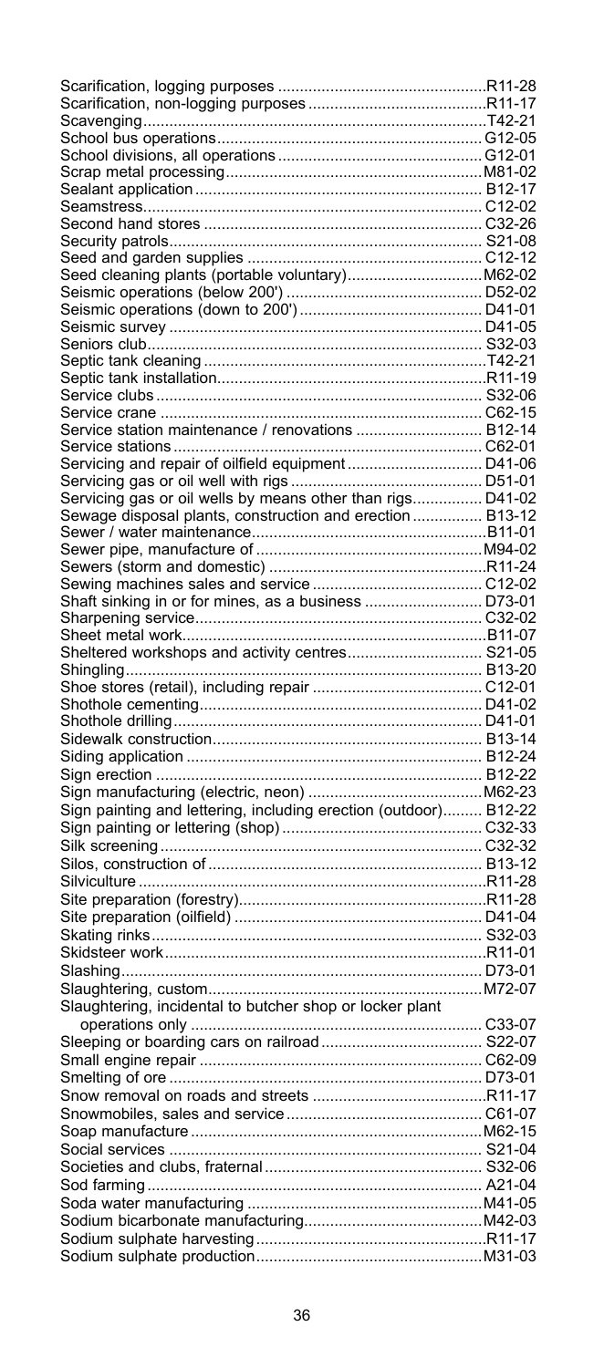| | |
|---|---|
| Scarification, logging purposes | R11-28 |
| Scarification, non-logging purposes | R11-17 |
| Scavenging | T42-21 |
| School bus operations | G12-05 |
| School divisions, all operations | G12-01 |
| Scrap metal processing | M81-02 |
| Sealant application | B12-17 |
| Seamstress | C12-02 |
| Second hand stores | C32-26 |
| Security patrols | S21-08 |
| Seed and garden supplies | C12-12 |
| Seed cleaning plants (portable voluntary) | M62-02 |
| Seismic operations (below 200') | D52-02 |
| Seismic operations (down to 200') | D41-01 |
| Seismic survey | D41-05 |
| Seniors club | S32-03 |
| Septic tank cleaning | T42-21 |
| Septic tank installation | R11-19 |
| Service clubs | S32-06 |
| Service crane | C62-15 |
| Service station maintenance / renovations | B12-14 |
| Service stations | C62-01 |
| Servicing and repair of oilfield equipment | D41-06 |
| Servicing gas or oil well with rigs | D51-01 |
| Servicing gas or oil wells by means other than rigs | D41-02 |
| Sewage disposal plants, construction and erection | B13-12 |
| Sewer / water maintenance | B11-01 |
| Sewer pipe, manufacture of | M94-02 |
| Sewers (storm and domestic) | R11-24 |
| Sewing machines sales and service | C12-02 |
| Shaft sinking in or for mines, as a business | D73-01 |
| Sharpening service | C32-02 |
| Sheet metal work | B11-07 |
| Sheltered workshops and activity centres | S21-05 |
| Shingling | B13-20 |
| Shoe stores (retail), including repair | C12-01 |
| Shothole cementing | D41-02 |
| Shothole drilling | D41-01 |
| Sidewalk construction | B13-14 |
| Siding application | B12-24 |
| Sign erection | B12-22 |
| Sign manufacturing (electric, neon) | M62-23 |
| Sign painting and lettering, including erection (outdoor) | B12-22 |
| Sign painting or lettering (shop) | C32-33 |
| Silk screening | C32-32 |
| Silos, construction of | B13-12 |
| Silviculture | R11-28 |
| Site preparation (forestry) | R11-28 |
| Site preparation (oilfield) | D41-04 |
| Skating rinks | S32-03 |
| Skidsteer work | R11-01 |
| Slashing | D73-01 |
| Slaughtering, custom | M72-07 |
| Slaughtering, incidental to butcher shop or locker plant operations only | C33-07 |
| Sleeping or boarding cars on railroad | S22-07 |
| Small engine repair | C62-09 |
| Smelting of ore | D73-01 |
| Snow removal on roads and streets | R11-17 |
| Snowmobiles, sales and service | C61-07 |
| Soap manufacture | M62-15 |
| Social services | S21-04 |
| Societies and clubs, fraternal | S32-06 |
| Sod farming | A21-04 |
| Soda water manufacturing | M41-05 |
| Sodium bicarbonate manufacturing | M42-03 |
| Sodium sulphate harvesting | R11-17 |
| Sodium sulphate production | M31-03 |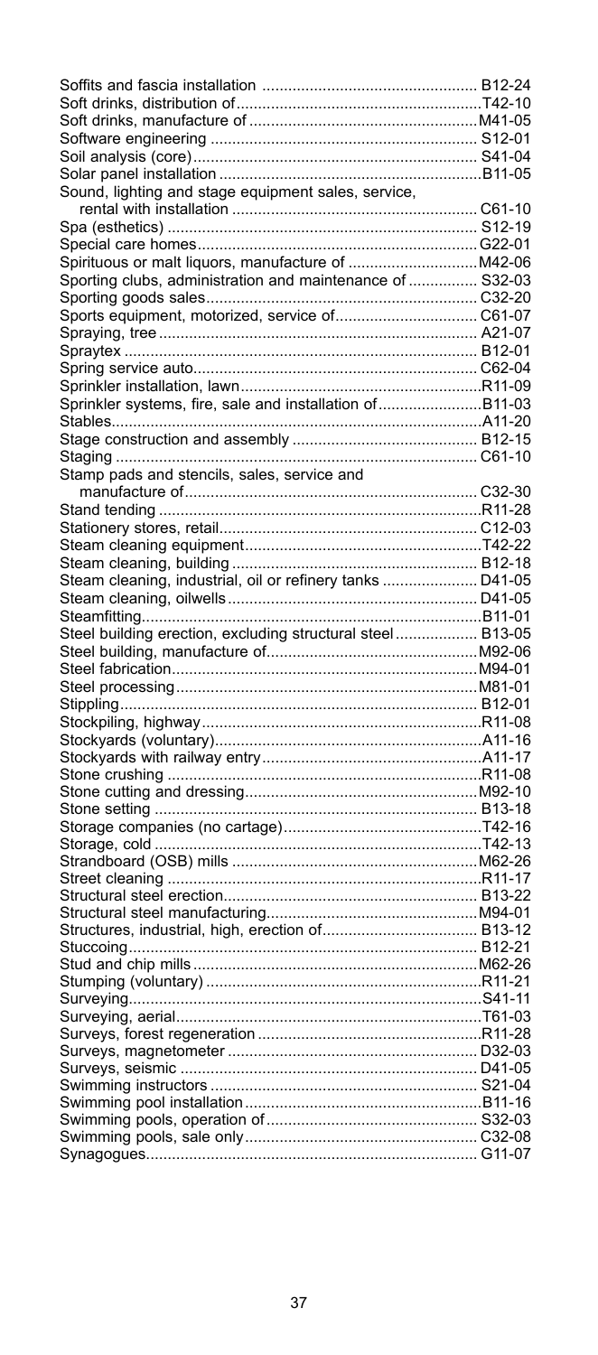| | |
|---|---|
| Soffits and fascia installation | B12-24 |
| Soft drinks, distribution of | T42-10 |
| Soft drinks, manufacture of | M41-05 |
| Software engineering | S12-01 |
| Soil analysis (core) | S41-04 |
| Solar panel installation | B11-05 |
| Sound, lighting and stage equipment sales, service, rental with installation | C61-10 |
| Spa (esthetics) | S12-19 |
| Special care homes | G22-01 |
| Spirituous or malt liquors, manufacture of | M42-06 |
| Sporting clubs, administration and maintenance of | S32-03 |
| Sporting goods sales | C32-20 |
| Sports equipment, motorized, service of | C61-07 |
| Spraying, tree | A21-07 |
| Spraytex | B12-01 |
| Spring service auto | C62-04 |
| Sprinkler installation, lawn | R11-09 |
| Sprinkler systems, fire, sale and installation of | B11-03 |
| Stables | A11-20 |
| Stage construction and assembly | B12-15 |
| Staging | C61-10 |
| Stamp pads and stencils, sales, service and manufacture of | C32-30 |
| Stand tending | R11-28 |
| Stationery stores, retail | C12-03 |
| Steam cleaning equipment | T42-22 |
| Steam cleaning, building | B12-18 |
| Steam cleaning, industrial, oil or refinery tanks | D41-05 |
| Steam cleaning, oilwells | D41-05 |
| Steamfitting | B11-01 |
| Steel building erection, excluding structural steel | B13-05 |
| Steel building, manufacture of | M92-06 |
| Steel fabrication | M94-01 |
| Steel processing | M81-01 |
| Stippling | B12-01 |
| Stockpiling, highway | R11-08 |
| Stockyards (voluntary) | A11-16 |
| Stockyards with railway entry | A11-17 |
| Stone crushing | R11-08 |
| Stone cutting and dressing | M92-10 |
| Stone setting | B13-18 |
| Storage companies (no cartage) | T42-16 |
| Storage, cold | T42-13 |
| Strandboard (OSB) mills | M62-26 |
| Street cleaning | R11-17 |
| Structural steel erection | B13-22 |
| Structural steel manufacturing | M94-01 |
| Structures, industrial, high, erection of | B13-12 |
| Stuccoing | B12-21 |
| Stud and chip mills | M62-26 |
| Stumping (voluntary) | R11-21 |
| Surveying | S41-11 |
| Surveying, aerial | T61-03 |
| Surveys, forest regeneration | R11-28 |
| Surveys, magnetometer | D32-03 |
| Surveys, seismic | D41-05 |
| Swimming instructors | S21-04 |
| Swimming pool installation | B11-16 |
| Swimming pools, operation of | S32-03 |
| Swimming pools, sale only | C32-08 |
| Synagogues | G11-07 |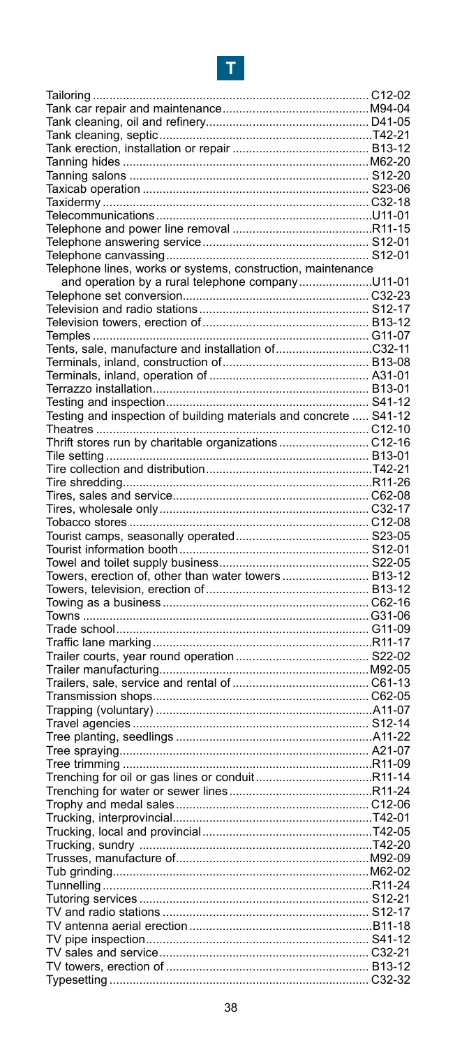# T

| | |
|---|---|
| Tailoring | C12-02 |
| Tank car repair and maintenance | M94-04 |
| Tank cleaning, oil and refinery | D41-05 |
| Tank cleaning, septic | T42-21 |
| Tank erection, installation or repair | B13-12 |
| Tanning hides | M62-20 |
| Tanning salons | S12-20 |
| Taxicab operation | S23-06 |
| Taxidermy | C32-18 |
| Telecommunications | U11-01 |
| Telephone and power line removal | R11-15 |
| Telephone answering service | S12-01 |
| Telephone canvassing | S12-01 |
| Telephone lines, works or systems, construction, maintenance and operation by a rural telephone company | U11-01 |
| Telephone set conversion | C32-23 |
| Television and radio stations | S12-17 |
| Television towers, erection of | B13-12 |
| Temples | G11-07 |
| Tents, sale, manufacture and installation of | C32-11 |
| Terminals, inland, construction of | B13-08 |
| Terminals, inland, operation of | A31-01 |
| Terrazzo installation | B13-01 |
| Testing and inspection | S41-12 |
| Testing and inspection of building materials and concrete | S41-12 |
| Theatres | C12-10 |
| Thrift stores run by charitable organizations | C12-16 |
| Tile setting | B13-01 |
| Tire collection and distribution | T42-21 |
| Tire shredding | R11-26 |
| Tires, sales and service | C62-08 |
| Tires, wholesale only | C32-17 |
| Tobacco stores | C12-08 |
| Tourist camps, seasonally operated | S23-05 |
| Tourist information booth | S12-01 |
| Towel and toilet supply business | S22-05 |
| Towers, erection of, other than water towers | B13-12 |
| Towers, television, erection of | B13-12 |
| Towing as a business | C62-16 |
| Towns | G31-06 |
| Trade school | G11-09 |
| Traffic lane marking | R11-17 |
| Trailer courts, year round operation | S22-02 |
| Trailer manufacturing | M92-05 |
| Trailers, sale, service and rental of | C61-13 |
| Transmission shops | C62-05 |
| Trapping (voluntary) | A11-07 |
| Travel agencies | S12-14 |
| Tree planting, seedlings | A11-22 |
| Tree spraying | A21-07 |
| Tree trimming | R11-09 |
| Trenching for oil or gas lines or conduit | R11-14 |
| Trenching for water or sewer lines | R11-24 |
| Trophy and medal sales | C12-06 |
| Trucking, interprovincial | T42-01 |
| Trucking, local and provincial | T42-05 |
| Trucking, sundry | T42-20 |
| Trusses, manufacture of | M92-09 |
| Tub grinding | M62-02 |
| Tunnelling | R11-24 |
| Tutoring services | S12-21 |
| TV and radio stations | S12-17 |
| TV antenna aerial erection | B11-18 |
| TV pipe inspection | S41-12 |
| TV sales and service | C32-21 |
| TV towers, erection of | B13-12 |
| Typesetting | C32-32 |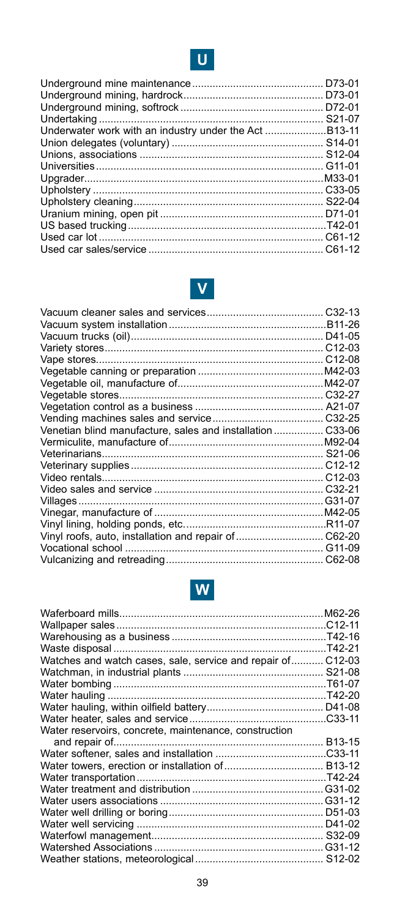## U

| | |
|---|---|
| Underground mine maintenance | D73-01 |
| Underground mining, hardrock | D73-01 |
| Underground mining, softrock | D72-01 |
| Undertaking | S21-07 |
| Underwater work with an industry under the Act | B13-11 |
| Union delegates (voluntary) | S14-01 |
| Unions, associations | S12-04 |
| Universities | G11-01 |
| Upgrader | M33-01 |
| Upholstery | C33-05 |
| Upholstery cleaning | S22-04 |
| Uranium mining, open pit | D71-01 |
| US based trucking | T42-01 |
| Used car lot | C61-12 |
| Used car sales/service | C61-12 |

## V

| | |
|---|---|
| Vacuum cleaner sales and services | C32-13 |
| Vacuum system installation | B11-26 |
| Vacuum trucks (oil) | D41-05 |
| Variety stores | C12-03 |
| Vape stores | C12-08 |
| Vegetable canning or preparation | M42-03 |
| Vegetable oil, manufacture of | M42-07 |
| Vegetable stores | C32-27 |
| Vegetation control as a business | A21-07 |
| Vending machines sales and service | C32-25 |
| Venetian blind manufacture, sales and installation | C33-06 |
| Vermiculite, manufacture of | M92-04 |
| Veterinarians | S21-06 |
| Veterinary supplies | C12-12 |
| Video rentals | C12-03 |
| Video sales and service | C32-21 |
| Villages | G31-07 |
| Vinegar, manufacture of | M42-05 |
| Vinyl lining, holding ponds, etc. | R11-07 |
| Vinyl roofs, auto, installation and repair of | C62-20 |
| Vocational school | G11-09 |
| Vulcanizing and retreading | C62-08 |

## W

| | |
|---|---|
| Waferboard mills | M62-26 |
| Wallpaper sales | C12-11 |
| Warehousing as a business | T42-16 |
| Waste disposal | T42-21 |
| Watches and watch cases, sale, service and repair of | C12-03 |
| Watchman, in industrial plants | S21-08 |
| Water bombing | T61-07 |
| Water hauling | T42-20 |
| Water hauling, within oilfield battery | D41-08 |
| Water heater, sales and service | C33-11 |
| Water reservoirs, concrete, maintenance, construction and repair of | B13-15 |
| Water softener, sales and installation | C33-11 |
| Water towers, erection or installation of | B13-12 |
| Water transportation | T42-24 |
| Water treatment and distribution | G31-02 |
| Water users associations | G31-12 |
| Water well drilling or boring | D51-03 |
| Water well servicing | D41-02 |
| Waterfowl management | S32-09 |
| Watershed Associations | G31-12 |
| Weather stations, meteorological | S12-02 |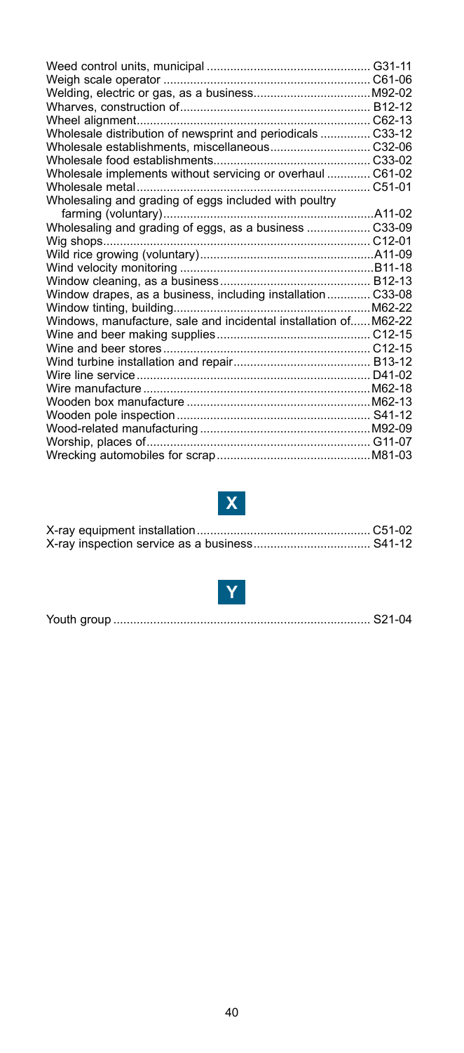Weed control units, municipal ................................................ G31-11
Weigh scale operator ............................................................ C61-06
Welding, electric or gas, as a business.................................. M92-02
Wharves, construction of........................................................ B12-12
Wheel alignment..................................................................... C62-13
Wholesale distribution of newsprint and periodicals ............... C33-12
Wholesale establishments, miscellaneous............................. C32-06
Wholesale food establishments.............................................. C33-02
Wholesale implements without servicing or overhaul ............ C61-02
Wholesale metal..................................................................... C51-01
Wholesaling and grading of eggs included with poultry farming (voluntary)............................................................... A11-02
Wholesaling and grading of eggs, as a business .................. C33-09
Wig shops............................................................................... C12-01
Wild rice growing (voluntary).................................................. A11-09
Wind velocity monitoring ........................................................ B11-18
Window cleaning, as a business............................................ B12-13
Window drapes, as a business, including installation............ C33-08
Window tinting, building.......................................................... M62-22
Windows, manufacture, sale and incidental installation of...... M62-22
Wine and beer making supplies............................................. C12-15
Wine and beer stores............................................................. C12-15
Wind turbine installation and repair........................................ B13-12
Wire line service..................................................................... D41-02
Wire manufacture................................................................... M62-18
Wooden box manufacture ...................................................... M62-13
Wooden pole inspection......................................................... S41-12
Wood-related manufacturing.................................................. M92-09
Worship, places of.................................................................. G11-07
Wrecking automobiles for scrap.............................................. M81-03

## X

X-ray equipment installation................................................... C51-02
X-ray inspection service as a business.................................. S41-12

## Y

Youth group ........................................................................... S21-04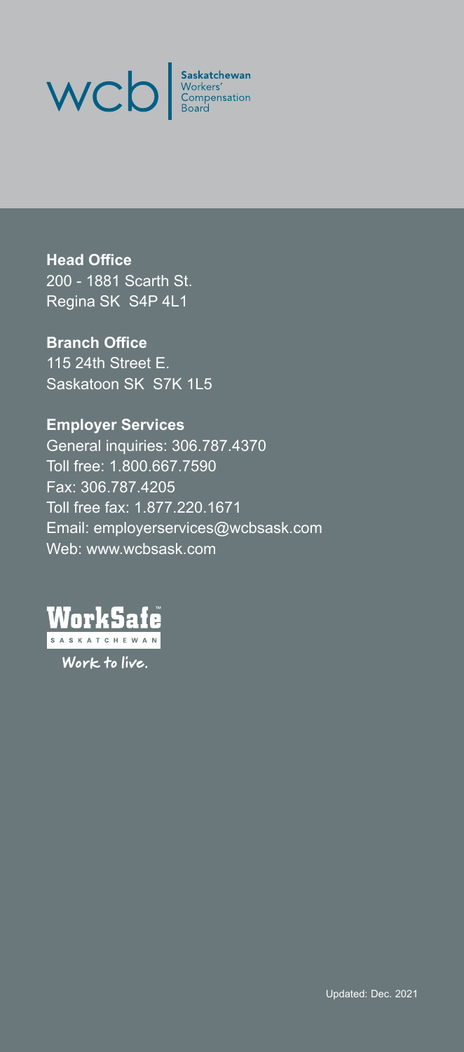wcb | Saskatchewan Workers' Compensation Board

**Head Office**
200 - 1881 Scarth St.
Regina SK S4P 4L1

**Branch Office**
115 24th Street E.
Saskatoon SK S7K 1L5

**Employer Services**
General inquiries: 306.787.4370
Toll free: 1.800.667.7590
Fax: 306.787.4205
Toll free fax: 1.877.220.1671
Email: employerservices@wcbsask.com
Web: www.wcbsask.com

WorkSafe SASKATCHEWAN
Work to live.

Updated: Dec. 2021